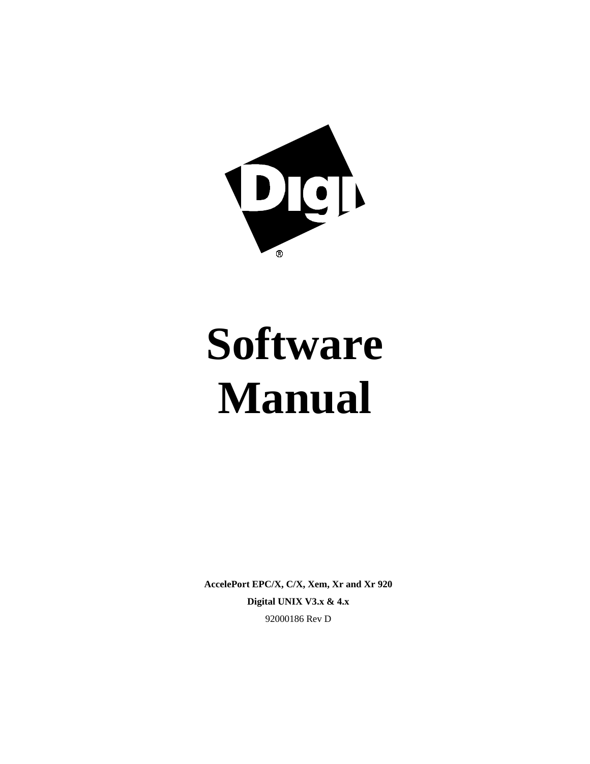Digi®

# Software Manual

**AccelePort EPC/X, C/X, Xem, Xr and Xr 920**

**Digital UNIX V3.x & 4.x**

92000186 Rev D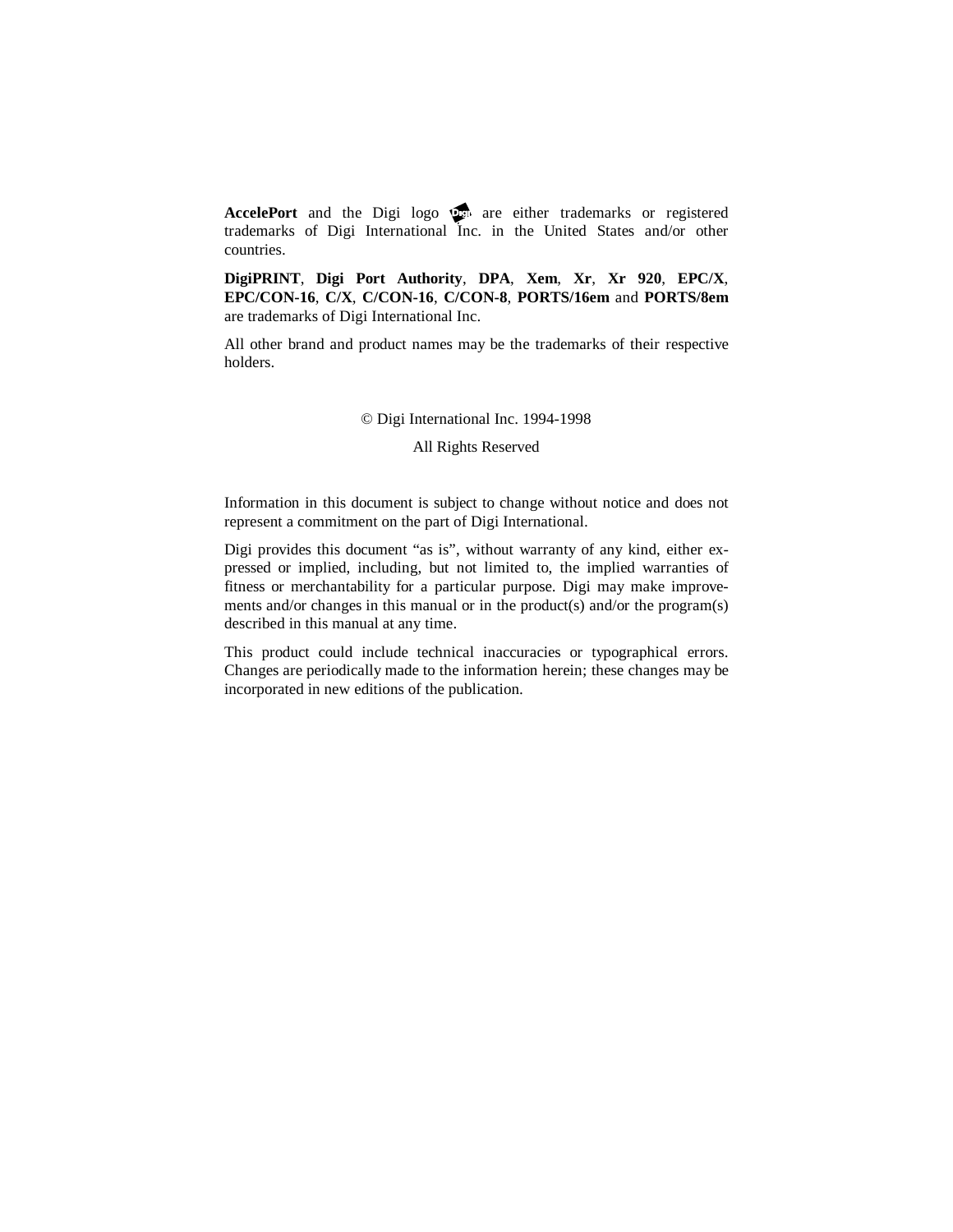**AccelePort** and the Digi logo are either trademarks or registered trademarks of Digi International Inc. in the United States and/or other countries.

**DigiPRINT**, **Digi Port Authority**, **DPA**, **Xem**, **Xr**, **Xr 920**, **EPC/X**, **EPC/CON-16**, **C/X**, **C/CON-16**, **C/CON-8**, **PORTS/16em** and **PORTS/8em** are trademarks of Digi International Inc.

All other brand and product names may be the trademarks of their respective holders.

© Digi International Inc. 1994-1998

All Rights Reserved

Information in this document is subject to change without notice and does not represent a commitment on the part of Digi International.

Digi provides this document "as is", without warranty of any kind, either expressed or implied, including, but not limited to, the implied warranties of fitness or merchantability for a particular purpose. Digi may make improvements and/or changes in this manual or in the product(s) and/or the program(s) described in this manual at any time.

This product could include technical inaccuracies or typographical errors. Changes are periodically made to the information herein; these changes may be incorporated in new editions of the publication.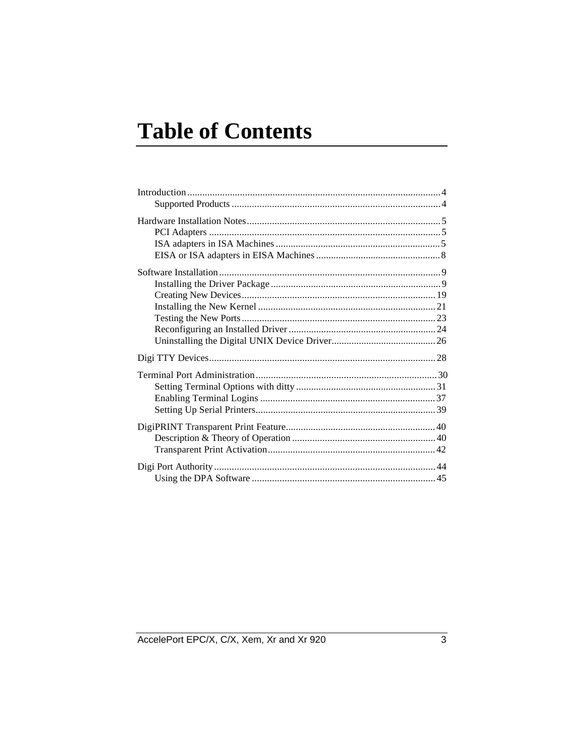# Table of Contents

Introduction .................................................................................................... 4
    Supported Products ................................................................................... 4

Hardware Installation Notes ............................................................................. 5
    PCI Adapters ............................................................................................ 5
    ISA adapters in ISA Machines .................................................................. 5
    EISA or ISA adapters in EISA Machines .................................................. 8

Software Installation ........................................................................................ 9
    Installing the Driver Package .................................................................... 9
    Creating New Devices ............................................................................. 19
    Installing the New Kernel ....................................................................... 21
    Testing the New Ports ............................................................................. 23
    Reconfiguring an Installed Driver ........................................................... 24
    Uninstalling the Digital UNIX Device Driver .......................................... 26

Digi TTY Devices .......................................................................................... 28

Terminal Port Administration ........................................................................ 30
    Setting Terminal Options with ditty ........................................................ 31
    Enabling Terminal Logins ...................................................................... 37
    Setting Up Serial Printers ........................................................................ 39

DigiPRINT Transparent Print Feature ............................................................ 40
    Description & Theory of Operation ......................................................... 40
    Transparent Print Activation ................................................................... 42

Digi Port Authority ........................................................................................ 44
    Using the DPA Software ......................................................................... 45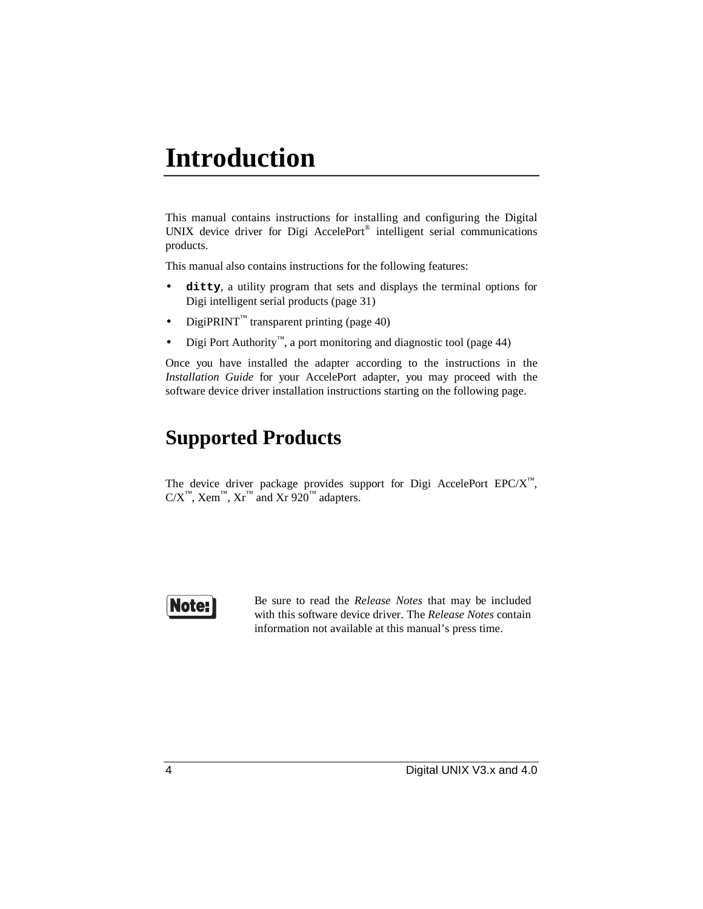# Introduction

This manual contains instructions for installing and configuring the Digital UNIX device driver for Digi AccelePort® intelligent serial communications products.

This manual also contains instructions for the following features:

- **`ditty`**, a utility program that sets and displays the terminal options for Digi intelligent serial products (page 31)
- DigiPRINT™ transparent printing (page 40)
- Digi Port Authority™, a port monitoring and diagnostic tool (page 44)

Once you have installed the adapter according to the instructions in the *Installation Guide* for your AccelePort adapter, you may proceed with the software device driver installation instructions starting on the following page.

## Supported Products

The device driver package provides support for Digi AccelePort EPC/X™, C/X™, Xem™, Xr™ and Xr 920™ adapters.

**Note:** Be sure to read the *Release Notes* that may be included with this software device driver. The *Release Notes* contain information not available at this manual's press time.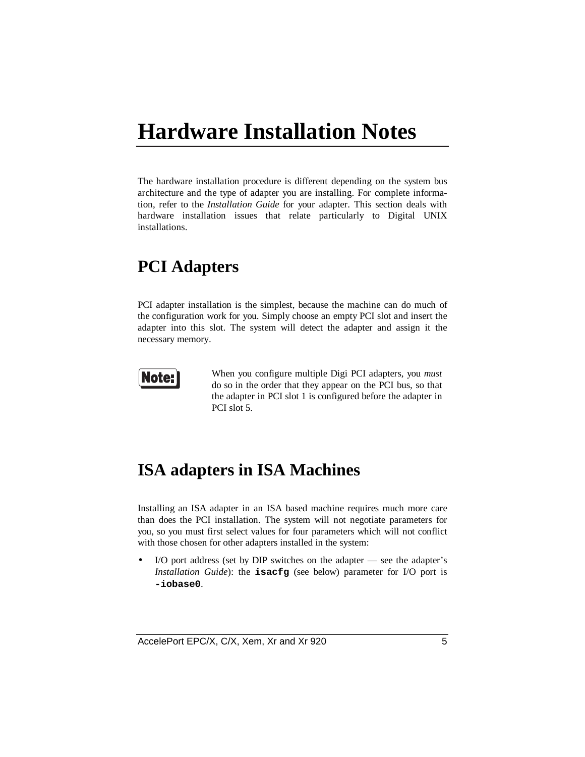# Hardware Installation Notes

The hardware installation procedure is different depending on the system bus architecture and the type of adapter you are installing. For complete information, refer to the *Installation Guide* for your adapter. This section deals with hardware installation issues that relate particularly to Digital UNIX installations.

## PCI Adapters

PCI adapter installation is the simplest, because the machine can do much of the configuration work for you. Simply choose an empty PCI slot and insert the adapter into this slot. The system will detect the adapter and assign it the necessary memory.

**Note:** When you configure multiple Digi PCI adapters, you *must* do so in the order that they appear on the PCI bus, so that the adapter in PCI slot 1 is configured before the adapter in PCI slot 5.

## ISA adapters in ISA Machines

Installing an ISA adapter in an ISA based machine requires much more care than does the PCI installation. The system will not negotiate parameters for you, so you must first select values for four parameters which will not conflict with those chosen for other adapters installed in the system:

- I/O port address (set by DIP switches on the adapter — see the adapter's *Installation Guide*): the **`isacfg`** (see below) parameter for I/O port is **`-iobase0`**.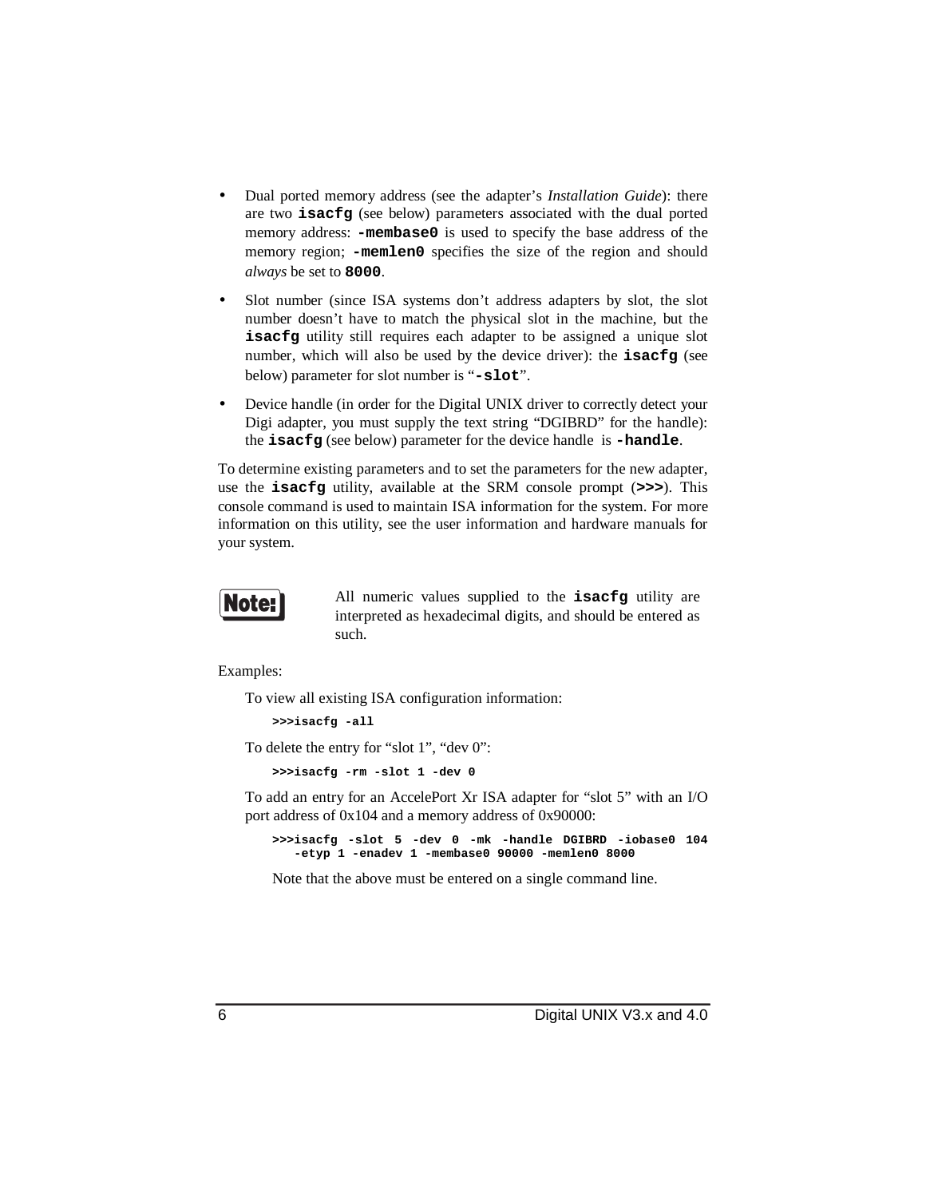- Dual ported memory address (see the adapter's *Installation Guide*): there are two **isacfg** (see below) parameters associated with the dual ported memory address: **-membase0** is used to specify the base address of the memory region; **-memlen0** specifies the size of the region and should *always* be set to **8000**.
- Slot number (since ISA systems don't address adapters by slot, the slot number doesn't have to match the physical slot in the machine, but the **isacfg** utility still requires each adapter to be assigned a unique slot number, which will also be used by the device driver): the **isacfg** (see below) parameter for slot number is "**-slot**".
- Device handle (in order for the Digital UNIX driver to correctly detect your Digi adapter, you must supply the text string "DGIBRD" for the handle): the **isacfg** (see below) parameter for the device handle is **-handle**.

To determine existing parameters and to set the parameters for the new adapter, use the **isacfg** utility, available at the SRM console prompt (**>>>**). This console command is used to maintain ISA information for the system. For more information on this utility, see the user information and hardware manuals for your system.

**Note:** All numeric values supplied to the **isacfg** utility are interpreted as hexadecimal digits, and should be entered as such.

Examples:

To view all existing ISA configuration information:

```
>>>isacfg -all
```

To delete the entry for "slot 1", "dev 0":

```
>>>isacfg -rm -slot 1 -dev 0
```

To add an entry for an AccelePort Xr ISA adapter for "slot 5" with an I/O port address of 0x104 and a memory address of 0x90000:

```
>>>isacfg -slot 5 -dev 0 -mk -handle DGIBRD -iobase0 104
   -etyp 1 -enadev 1 -membase0 90000 -memlen0 8000
```

Note that the above must be entered on a single command line.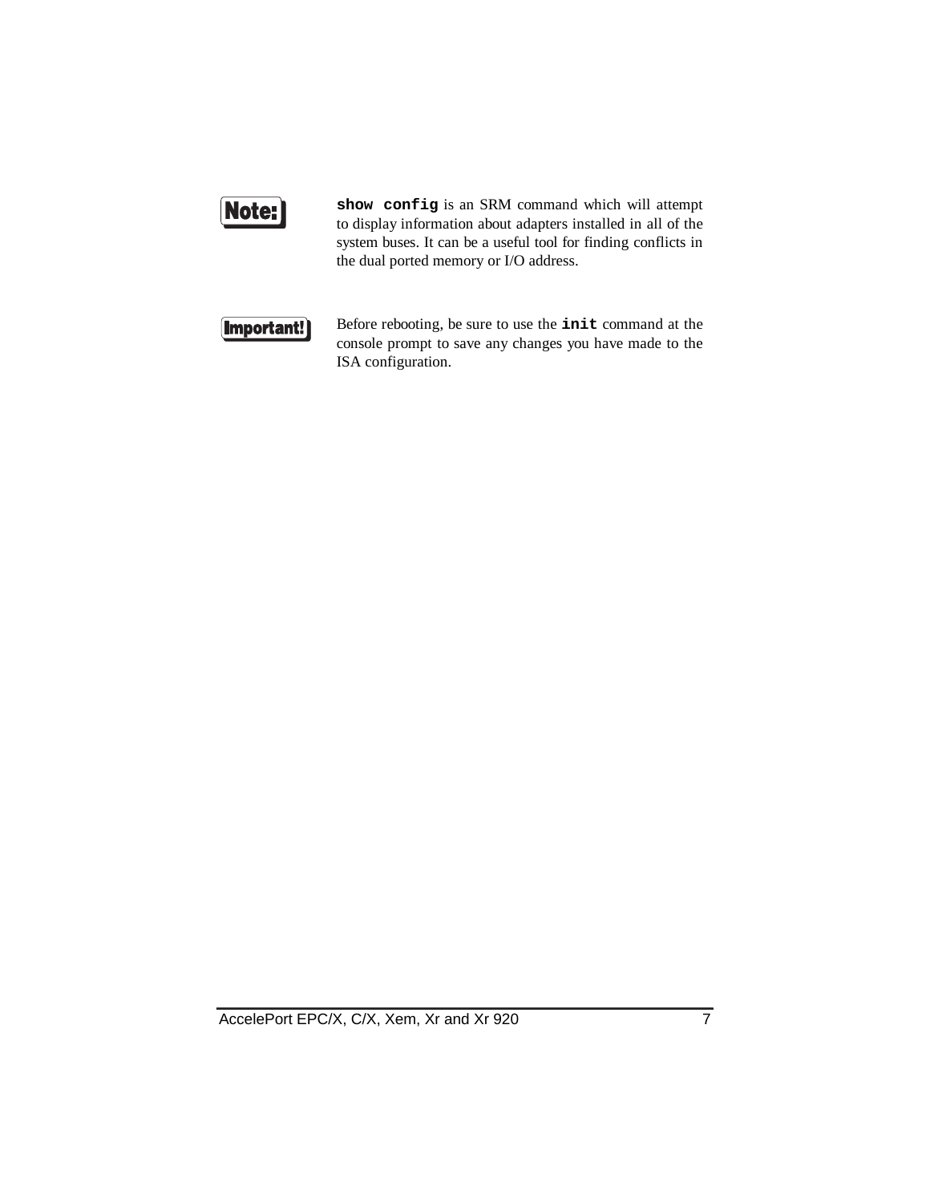**Note:** `show config` is an SRM command which will attempt to display information about adapters installed in all of the system buses. It can be a useful tool for finding conflicts in the dual ported memory or I/O address.

**Important!** Before rebooting, be sure to use the **`init`** command at the console prompt to save any changes you have made to the ISA configuration.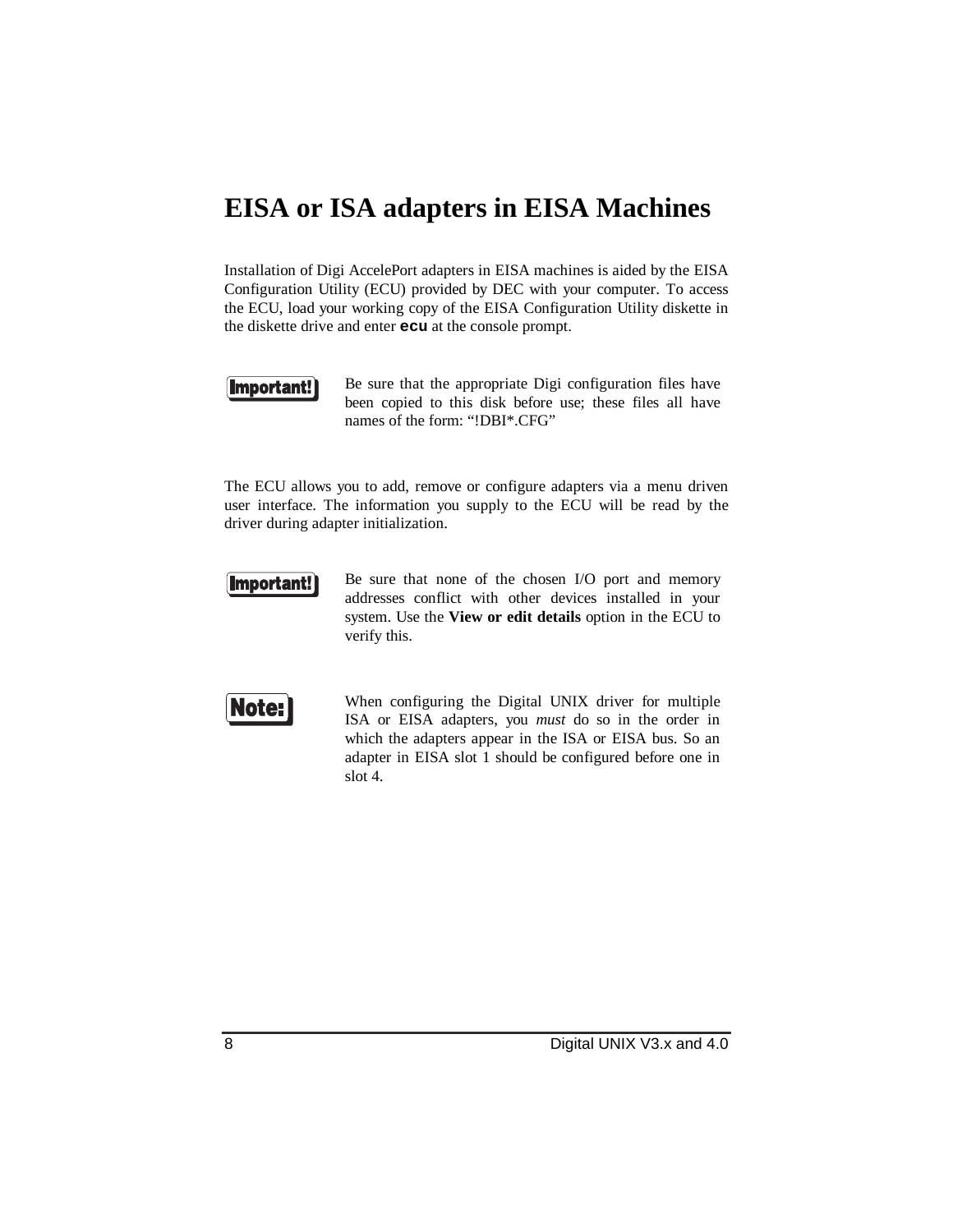# EISA or ISA adapters in EISA Machines

Installation of Digi AccelePort adapters in EISA machines is aided by the EISA Configuration Utility (ECU) provided by DEC with your computer. To access the ECU, load your working copy of the EISA Configuration Utility diskette in the diskette drive and enter **`ecu`** at the console prompt.

**Important!** Be sure that the appropriate Digi configuration files have been copied to this disk before use; these files all have names of the form: "!DBI*.CFG"

The ECU allows you to add, remove or configure adapters via a menu driven user interface. The information you supply to the ECU will be read by the driver during adapter initialization.

**Important!** Be sure that none of the chosen I/O port and memory addresses conflict with other devices installed in your system. Use the **View or edit details** option in the ECU to verify this.

**Note:** When configuring the Digital UNIX driver for multiple ISA or EISA adapters, you *must* do so in the order in which the adapters appear in the ISA or EISA bus. So an adapter in EISA slot 1 should be configured before one in slot 4.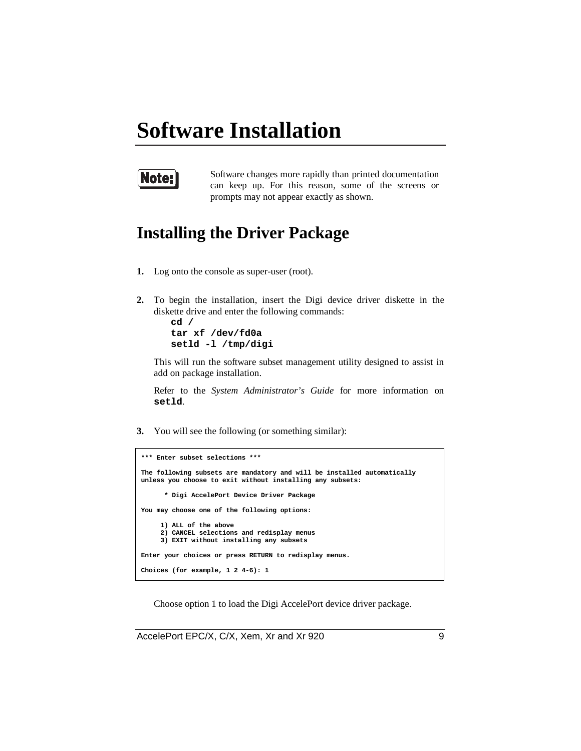# Software Installation

**Note:** Software changes more rapidly than printed documentation can keep up. For this reason, some of the screens or prompts may not appear exactly as shown.

## Installing the Driver Package

1. Log onto the console as super-user (root).

2. To begin the installation, insert the Digi device driver diskette in the diskette drive and enter the following commands:

   ```
   cd /
   tar xf /dev/fd0a
   setld -l /tmp/digi
   ```

   This will run the software subset management utility designed to assist in add on package installation.

   Refer to the *System Administrator's Guide* for more information on **setld**.

3. You will see the following (or something similar):

```
*** Enter subset selections ***

The following subsets are mandatory and will be installed automatically
unless you choose to exit without installing any subsets:

      * Digi AccelePort Device Driver Package

You may choose one of the following options:

     1) ALL of the above
     2) CANCEL selections and redisplay menus
     3) EXIT without installing any subsets

Enter your choices or press RETURN to redisplay menus.

Choices (for example, 1 2 4-6): 1
```

   Choose option 1 to load the Digi AccelePort device driver package.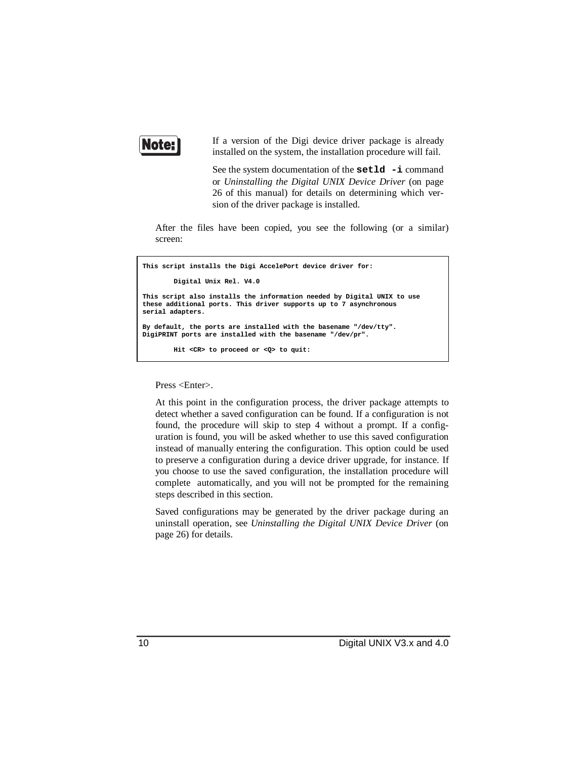**Note:**

If a version of the Digi device driver package is already installed on the system, the installation procedure will fail.

See the system documentation of the **setld -i** command or *Uninstalling the Digital UNIX Device Driver* (on page 26 of this manual) for details on determining which version of the driver package is installed.

After the files have been copied, you see the following (or a similar) screen:

```
This script installs the Digi AccelePort device driver for:

        Digital Unix Rel. V4.0

This script also installs the information needed by Digital UNIX to use
these additional ports. This driver supports up to 7 asynchronous
serial adapters.

By default, the ports are installed with the basename "/dev/tty".
DigiPRINT ports are installed with the basename "/dev/pr".

        Hit <CR> to proceed or <Q> to quit:
```

Press <Enter>.

At this point in the configuration process, the driver package attempts to detect whether a saved configuration can be found. If a configuration is not found, the procedure will skip to step 4 without a prompt. If a configuration is found, you will be asked whether to use this saved configuration instead of manually entering the configuration. This option could be used to preserve a configuration during a device driver upgrade, for instance. If you choose to use the saved configuration, the installation procedure will complete automatically, and you will not be prompted for the remaining steps described in this section.

Saved configurations may be generated by the driver package during an uninstall operation, see *Uninstalling the Digital UNIX Device Driver* (on page 26) for details.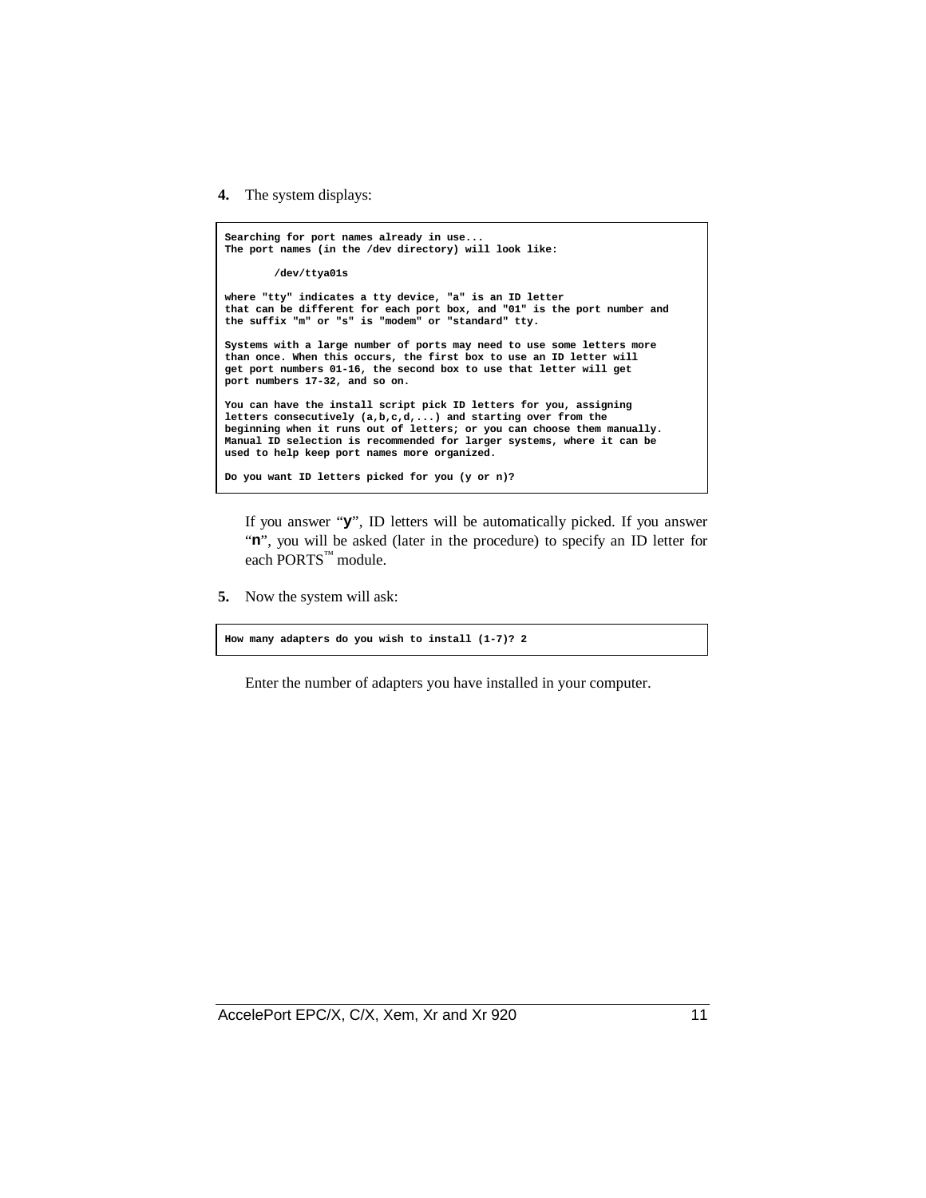**4.** The system displays:

```
Searching for port names already in use...
The port names (in the /dev directory) will look like:

        /dev/ttya01s

where "tty" indicates a tty device, "a" is an ID letter
that can be different for each port box, and "01" is the port number and
the suffix "m" or "s" is "modem" or "standard" tty.

Systems with a large number of ports may need to use some letters more
than once. When this occurs, the first box to use an ID letter will
get port numbers 01-16, the second box to use that letter will get
port numbers 17-32, and so on.

You can have the install script pick ID letters for you, assigning
letters consecutively (a,b,c,d,...) and starting over from the
beginning when it runs out of letters; or you can choose them manually.
Manual ID selection is recommended for larger systems, where it can be
used to help keep port names more organized.

Do you want ID letters picked for you (y or n)?
```

If you answer "**y**", ID letters will be automatically picked. If you answer "**n**", you will be asked (later in the procedure) to specify an ID letter for each PORTS™ module.

**5.** Now the system will ask:

```
How many adapters do you wish to install (1-7)? 2
```

Enter the number of adapters you have installed in your computer.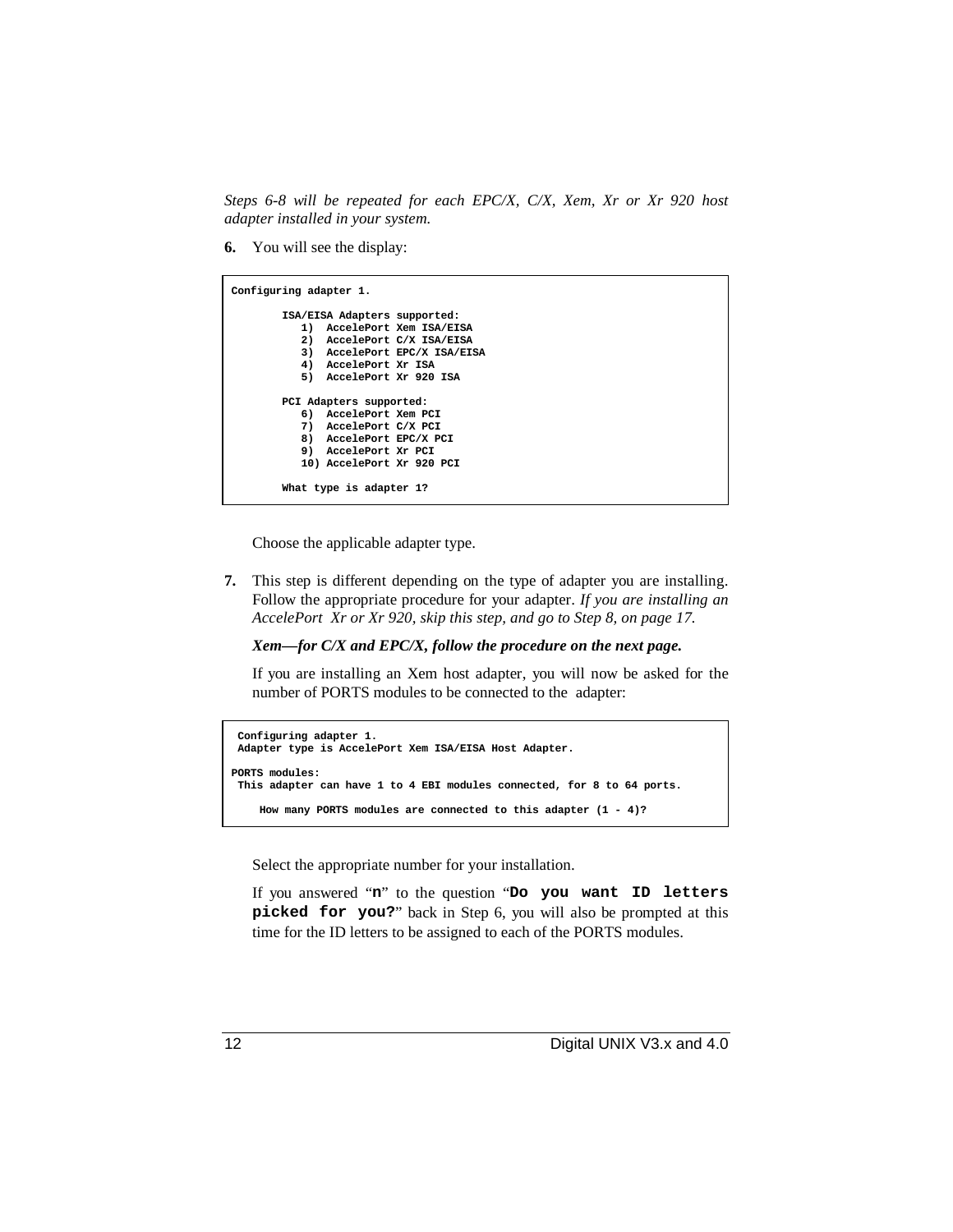*Steps 6-8 will be repeated for each EPC/X, C/X, Xem, Xr or Xr 920 host adapter installed in your system.*

**6.** You will see the display:

```
Configuring adapter 1.

        ISA/EISA Adapters supported:
           1)  AccelePort Xem ISA/EISA
           2)  AccelePort C/X ISA/EISA
           3)  AccelePort EPC/X ISA/EISA
           4)  AccelePort Xr ISA
           5)  AccelePort Xr 920 ISA

        PCI Adapters supported:
           6)  AccelePort Xem PCI
           7)  AccelePort C/X PCI
           8)  AccelePort EPC/X PCI
           9)  AccelePort Xr PCI
           10) AccelePort Xr 920 PCI

        What type is adapter 1?
```

Choose the applicable adapter type.

**7.** This step is different depending on the type of adapter you are installing. Follow the appropriate procedure for your adapter. *If you are installing an AccelePort Xr or Xr 920, skip this step, and go to Step 8, on page 17.*

***Xem—for C/X and EPC/X, follow the procedure on the next page.***

If you are installing an Xem host adapter, you will now be asked for the number of PORTS modules to be connected to the adapter:

```
 Configuring adapter 1.
 Adapter type is AccelePort Xem ISA/EISA Host Adapter.

PORTS modules:
 This adapter can have 1 to 4 EBI modules connected, for 8 to 64 ports.

    How many PORTS modules are connected to this adapter (1 - 4)?
```

Select the appropriate number for your installation.

If you answered "`n`" to the question "`Do you want ID letters picked for you?`" back in Step 6, you will also be prompted at this time for the ID letters to be assigned to each of the PORTS modules.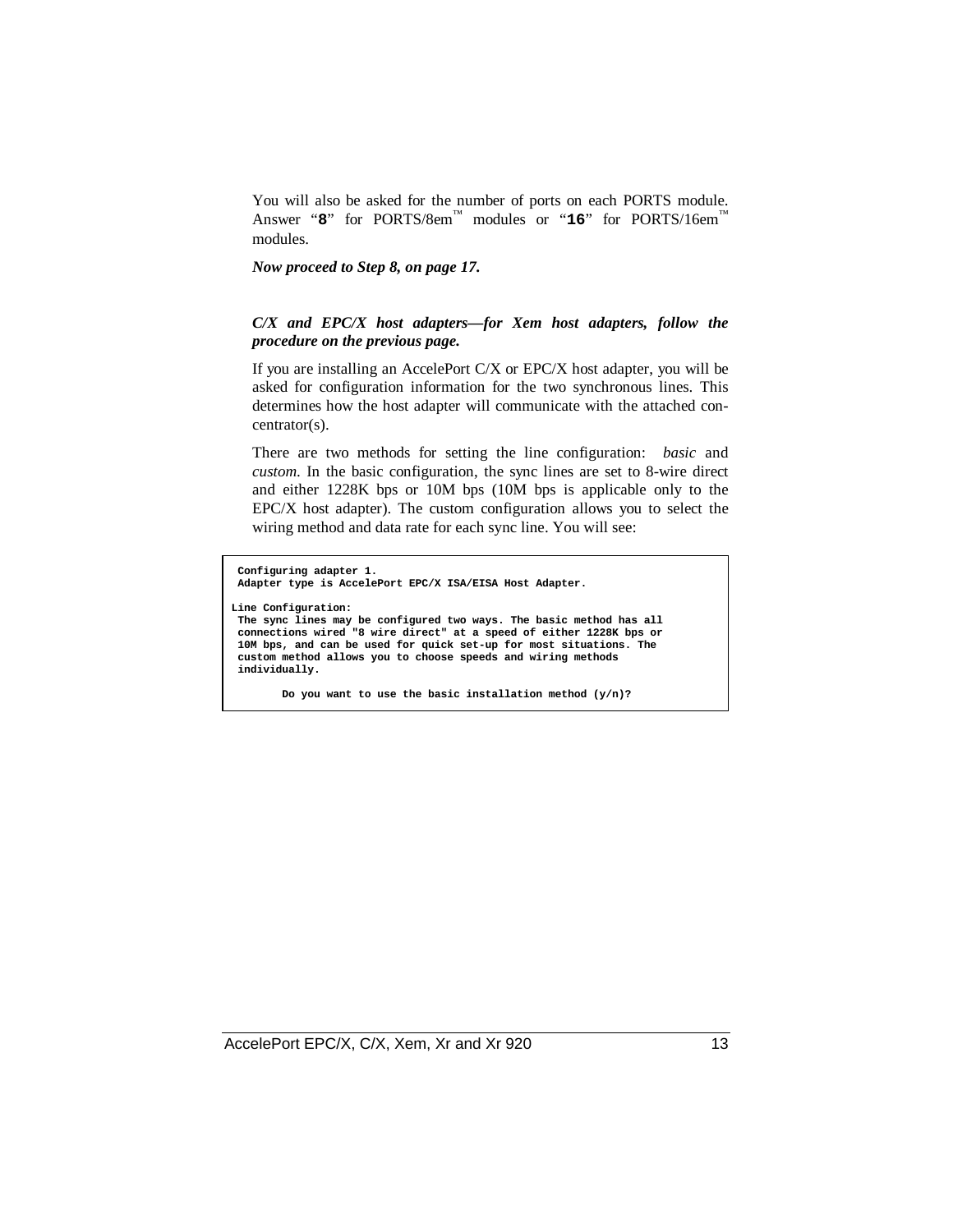You will also be asked for the number of ports on each PORTS module. Answer "**8**" for PORTS/8em™ modules or "**16**" for PORTS/16em™ modules.

***Now proceed to Step 8, on page 17.***

***C/X and EPC/X host adapters—for Xem host adapters, follow the procedure on the previous page.***

If you are installing an AccelePort C/X or EPC/X host adapter, you will be asked for configuration information for the two synchronous lines. This determines how the host adapter will communicate with the attached concentrator(s).

There are two methods for setting the line configuration: *basic* and *custom*. In the basic configuration, the sync lines are set to 8-wire direct and either 1228K bps or 10M bps (10M bps is applicable only to the EPC/X host adapter). The custom configuration allows you to select the wiring method and data rate for each sync line. You will see:

```
 Configuring adapter 1.
 Adapter type is AccelePort EPC/X ISA/EISA Host Adapter.

Line Configuration:
 The sync lines may be configured two ways. The basic method has all
 connections wired "8 wire direct" at a speed of either 1228K bps or
 10M bps, and can be used for quick set-up for most situations. The
 custom method allows you to choose speeds and wiring methods
 individually.

        Do you want to use the basic installation method (y/n)?
```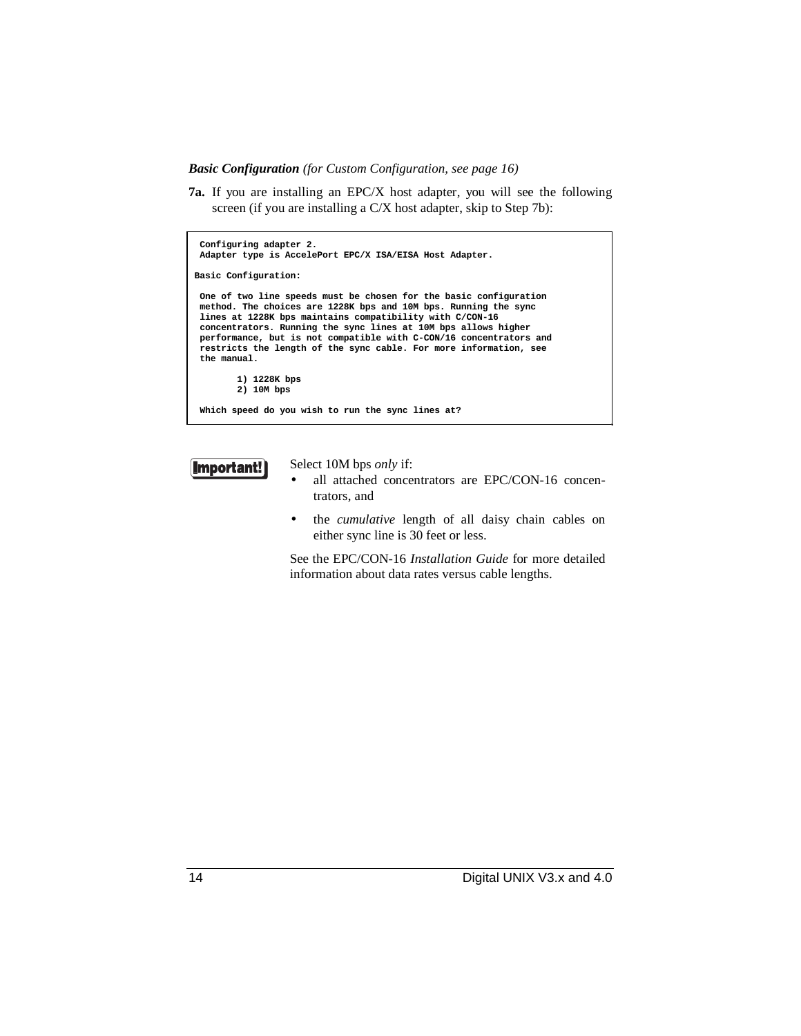***Basic Configuration*** *(for Custom Configuration, see page 16)*

**7a.** If you are installing an EPC/X host adapter, you will see the following screen (if you are installing a C/X host adapter, skip to Step 7b):

```
 Configuring adapter 2.
 Adapter type is AccelePort EPC/X ISA/EISA Host Adapter.

Basic Configuration:

 One of two line speeds must be chosen for the basic configuration
 method. The choices are 1228K bps and 10M bps. Running the sync
 lines at 1228K bps maintains compatibility with C/CON-16
 concentrators. Running the sync lines at 10M bps allows higher
 performance, but is not compatible with C-CON/16 concentrators and
 restricts the length of the sync cable. For more information, see
 the manual.

        1) 1228K bps
        2) 10M bps

 Which speed do you wish to run the sync lines at?
```

**Important!**

Select 10M bps *only* if:

- all attached concentrators are EPC/CON-16 concentrators, and
- the *cumulative* length of all daisy chain cables on either sync line is 30 feet or less.

See the EPC/CON-16 *Installation Guide* for more detailed information about data rates versus cable lengths.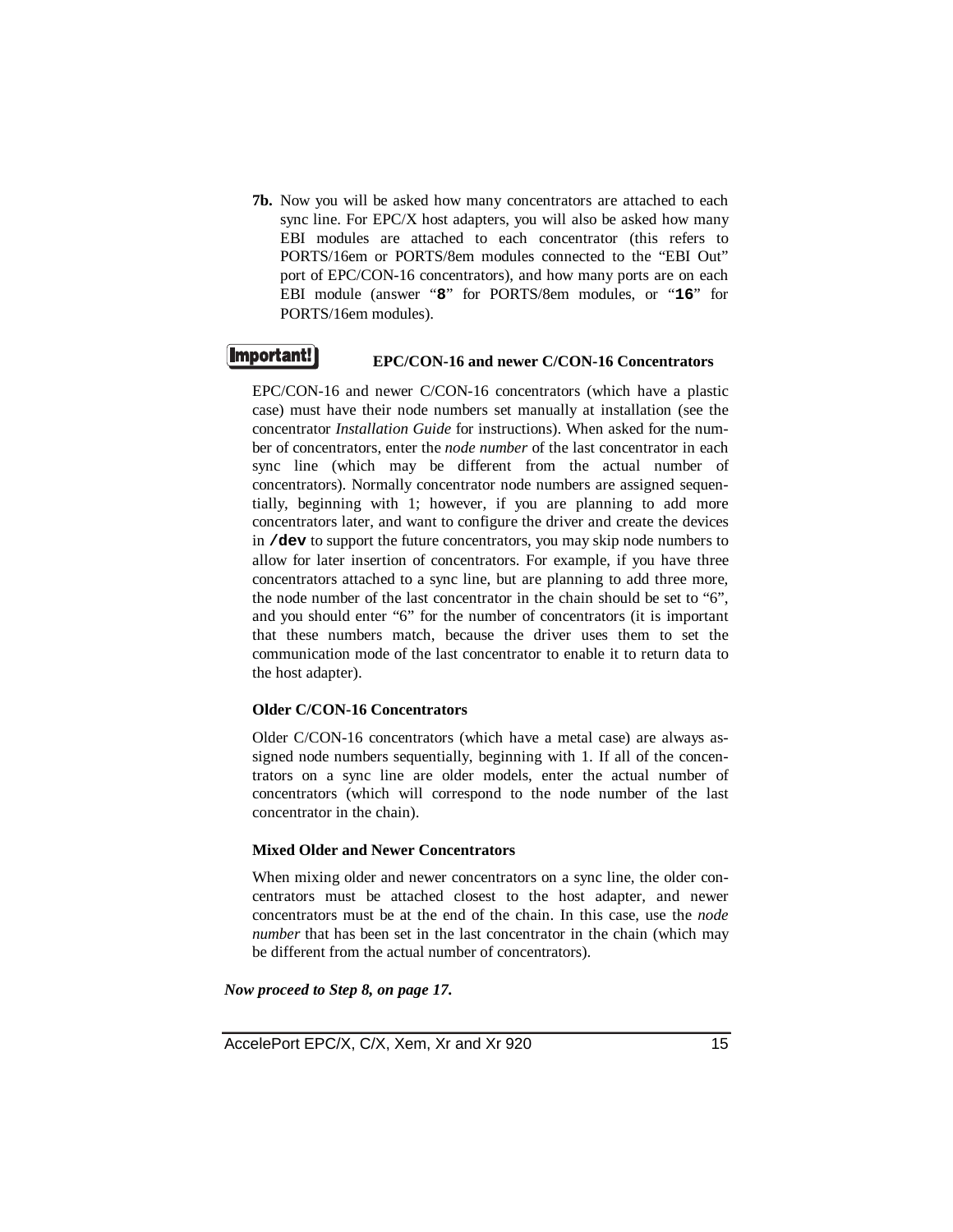**7b.** Now you will be asked how many concentrators are attached to each sync line. For EPC/X host adapters, you will also be asked how many EBI modules are attached to each concentrator (this refers to PORTS/16em or PORTS/8em modules connected to the "EBI Out" port of EPC/CON-16 concentrators), and how many ports are on each EBI module (answer "**`8`**" for PORTS/8em modules, or "**`16`**" for PORTS/16em modules).

**Important!**

**EPC/CON-16 and newer C/CON-16 Concentrators**

EPC/CON-16 and newer C/CON-16 concentrators (which have a plastic case) must have their node numbers set manually at installation (see the concentrator *Installation Guide* for instructions). When asked for the number of concentrators, enter the *node number* of the last concentrator in each sync line (which may be different from the actual number of concentrators). Normally concentrator node numbers are assigned sequentially, beginning with 1; however, if you are planning to add more concentrators later, and want to configure the driver and create the devices in **`/dev`** to support the future concentrators, you may skip node numbers to allow for later insertion of concentrators. For example, if you have three concentrators attached to a sync line, but are planning to add three more, the node number of the last concentrator in the chain should be set to "6", and you should enter "6" for the number of concentrators (it is important that these numbers match, because the driver uses them to set the communication mode of the last concentrator to enable it to return data to the host adapter).

**Older C/CON-16 Concentrators**

Older C/CON-16 concentrators (which have a metal case) are always assigned node numbers sequentially, beginning with 1. If all of the concentrators on a sync line are older models, enter the actual number of concentrators (which will correspond to the node number of the last concentrator in the chain).

**Mixed Older and Newer Concentrators**

When mixing older and newer concentrators on a sync line, the older concentrators must be attached closest to the host adapter, and newer concentrators must be at the end of the chain. In this case, use the *node number* that has been set in the last concentrator in the chain (which may be different from the actual number of concentrators).

***Now proceed to Step 8, on page 17.***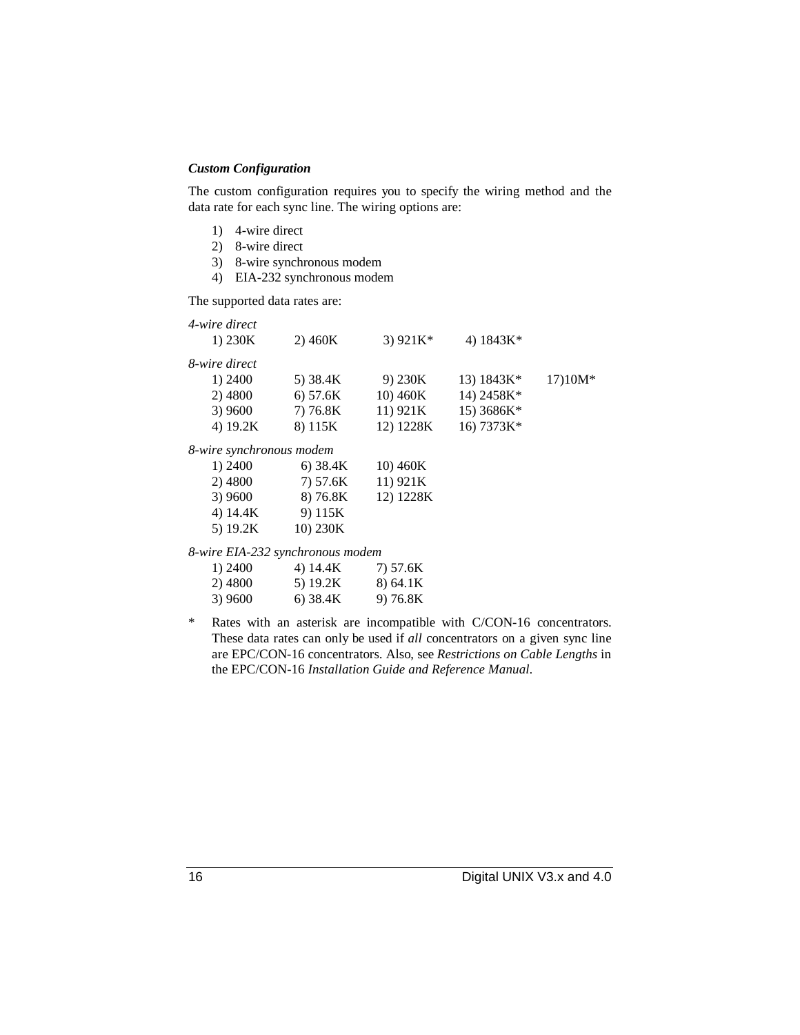### *Custom Configuration*

The custom configuration requires you to specify the wiring method and the data rate for each sync line. The wiring options are:

1) 4-wire direct
2) 8-wire direct
3) 8-wire synchronous modem
4) EIA-232 synchronous modem

The supported data rates are:

*4-wire direct*

| | | | |
|---|---|---|---|
| 1) 230K | 2) 460K | 3) 921K* | 4) 1843K* |

*8-wire direct*

| | | | | |
|---|---|---|---|---|
| 1) 2400 | 5) 38.4K | 9) 230K | 13) 1843K* | 17)10M* |
| 2) 4800 | 6) 57.6K | 10) 460K | 14) 2458K* | |
| 3) 9600 | 7) 76.8K | 11) 921K | 15) 3686K* | |
| 4) 19.2K | 8) 115K | 12) 1228K | 16) 7373K* | |

*8-wire synchronous modem*

| | | |
|---|---|---|
| 1) 2400 | 6) 38.4K | 10) 460K |
| 2) 4800 | 7) 57.6K | 11) 921K |
| 3) 9600 | 8) 76.8K | 12) 1228K |
| 4) 14.4K | 9) 115K | |
| 5) 19.2K | 10) 230K | |

*8-wire EIA-232 synchronous modem*

| | | |
|---|---|---|
| 1) 2400 | 4) 14.4K | 7) 57.6K |
| 2) 4800 | 5) 19.2K | 8) 64.1K |
| 3) 9600 | 6) 38.4K | 9) 76.8K |

\* Rates with an asterisk are incompatible with C/CON-16 concentrators. These data rates can only be used if *all* concentrators on a given sync line are EPC/CON-16 concentrators. Also, see *Restrictions on Cable Lengths* in the EPC/CON-16 *Installation Guide and Reference Manual*.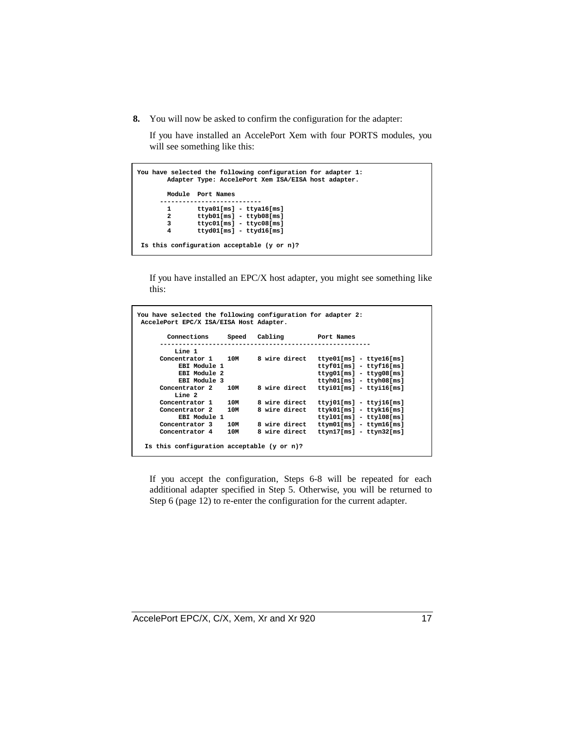**8.** You will now be asked to confirm the configuration for the adapter:

If you have installed an AccelePort Xem with four PORTS modules, you will see something like this:

```
You have selected the following configuration for adapter 1:
        Adapter Type: AccelePort Xem ISA/EISA host adapter.

        Module  Port Names
      --------------------------
        1       ttya01[ms] - ttya16[ms]
        2       ttyb01[ms] - ttyb08[ms]
        3       ttyc01[ms] - ttyc08[ms]
        4       ttyd01[ms] - ttyd16[ms]

 Is this configuration acceptable (y or n)?
```

If you have installed an EPC/X host adapter, you might see something like this:

```
You have selected the following configuration for adapter 2:
 AccelePort EPC/X ISA/EISA Host Adapter.

        Connections     Speed   Cabling         Port Names
      ------------------------------------------------------
          Line 1
      Concentrator 1    10M     8 wire direct   ttye01[ms] - ttye16[ms]
           EBI Module 1                         ttyf01[ms] - ttyf16[ms]
           EBI Module 2                         ttyg01[ms] - ttyg08[ms]
           EBI Module 3                         ttyh01[ms] - ttyh08[ms]
      Concentrator 2    10M     8 wire direct   ttyi01[ms] - ttyi16[ms]
          Line 2
      Concentrator 1    10M     8 wire direct   ttyj01[ms] - ttyj16[ms]
      Concentrator 2    10M     8 wire direct   ttyk01[ms] - ttyk16[ms]
           EBI Module 1                         ttyl01[ms] - ttyl08[ms]
      Concentrator 3    10M     8 wire direct   ttym01[ms] - ttym16[ms]
      Concentrator 4    10M     8 wire direct   ttyn17[ms] - ttyn32[ms]

  Is this configuration acceptable (y or n)?
```

If you accept the configuration, Steps 6-8 will be repeated for each additional adapter specified in Step 5. Otherwise, you will be returned to Step 6 (page 12) to re-enter the configuration for the current adapter.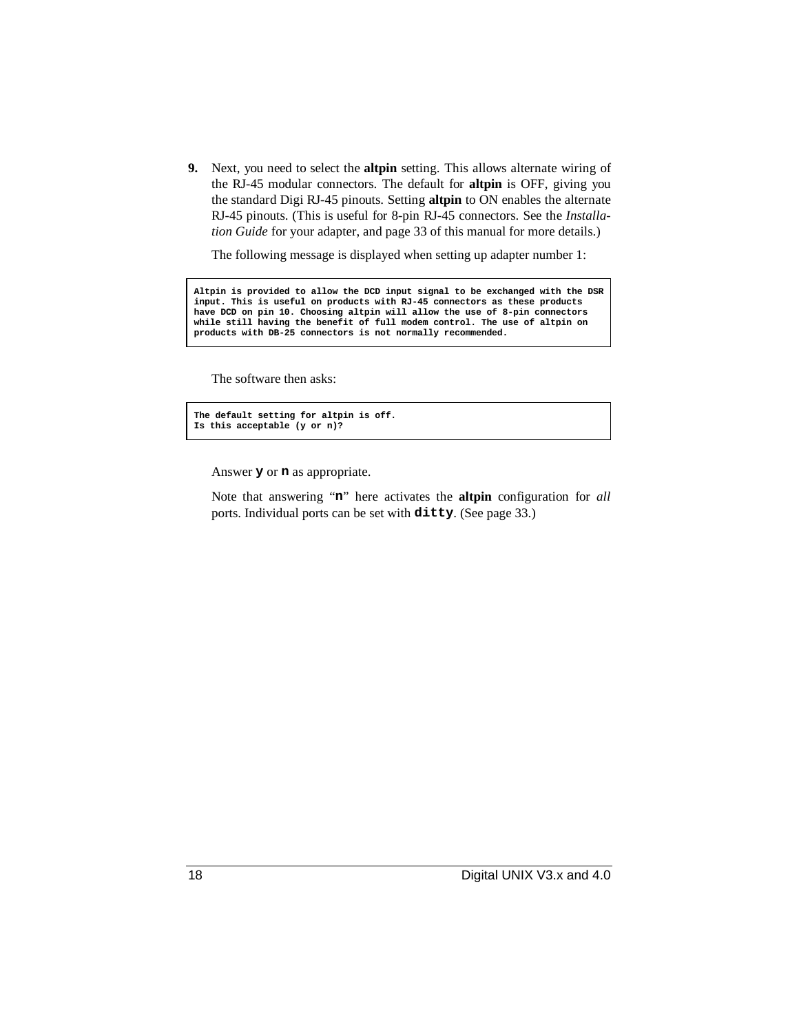9. Next, you need to select the **altpin** setting. This allows alternate wiring of the RJ-45 modular connectors. The default for **altpin** is OFF, giving you the standard Digi RJ-45 pinouts. Setting **altpin** to ON enables the alternate RJ-45 pinouts. (This is useful for 8-pin RJ-45 connectors. See the *Installation Guide* for your adapter, and page 33 of this manual for more details.)

   The following message is displayed when setting up adapter number 1:

   ```
   Altpin is provided to allow the DCD input signal to be exchanged with the DSR
   input. This is useful on products with RJ-45 connectors as these products
   have DCD on pin 10. Choosing altpin will allow the use of 8-pin connectors
   while still having the benefit of full modem control. The use of altpin on
   products with DB-25 connectors is not normally recommended.
   ```

   The software then asks:

   ```
   The default setting for altpin is off.
   Is this acceptable (y or n)?
   ```

   Answer `y` or `n` as appropriate.

   Note that answering "`n`" here activates the **altpin** configuration for *all* ports. Individual ports can be set with **`ditty`**. (See page 33.)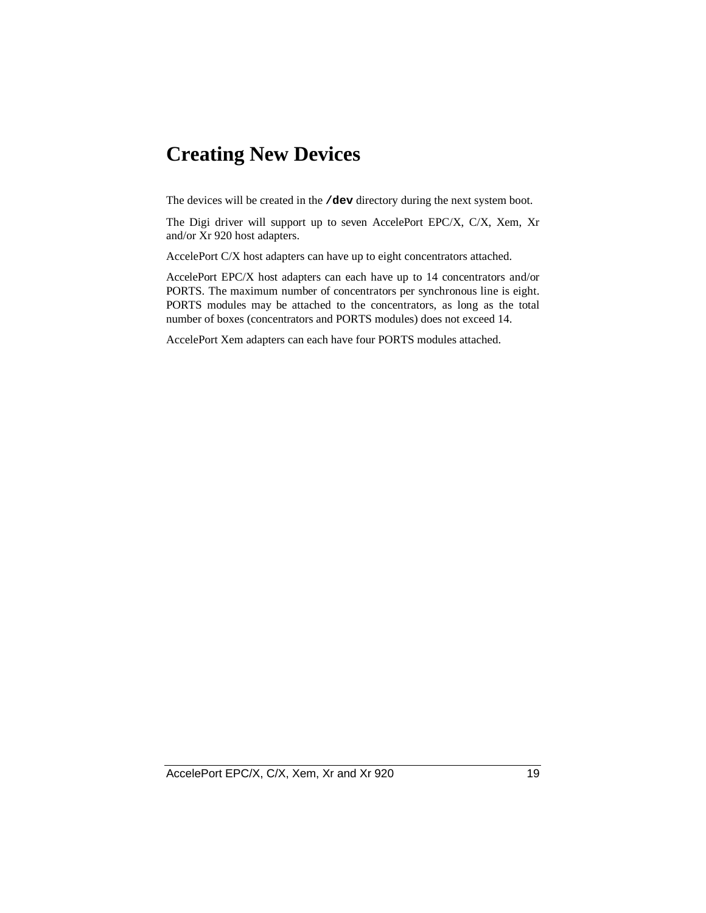# Creating New Devices

The devices will be created in the **`/dev`** directory during the next system boot.

The Digi driver will support up to seven AccelePort EPC/X, C/X, Xem, Xr and/or Xr 920 host adapters.

AccelePort C/X host adapters can have up to eight concentrators attached.

AccelePort EPC/X host adapters can each have up to 14 concentrators and/or PORTS. The maximum number of concentrators per synchronous line is eight. PORTS modules may be attached to the concentrators, as long as the total number of boxes (concentrators and PORTS modules) does not exceed 14.

AccelePort Xem adapters can each have four PORTS modules attached.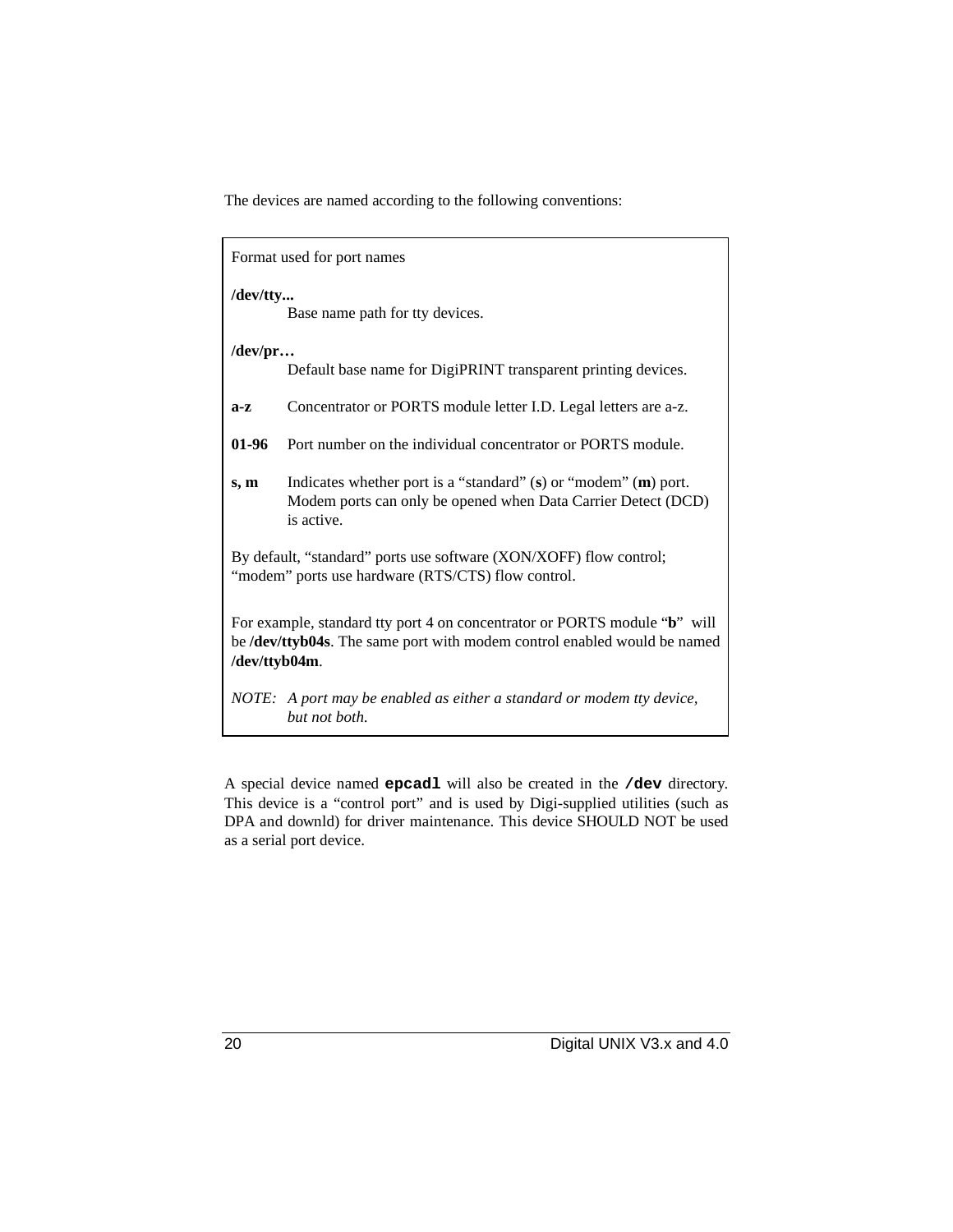The devices are named according to the following conventions:

> Format used for port names
>
> **/dev/tty...**
> Base name path for tty devices.
>
> **/dev/pr…**
> Default base name for DigiPRINT transparent printing devices.
>
> **a-z** Concentrator or PORTS module letter I.D. Legal letters are a-z.
>
> **01-96** Port number on the individual concentrator or PORTS module.
>
> **s, m** Indicates whether port is a "standard" (**s**) or "modem" (**m**) port. Modem ports can only be opened when Data Carrier Detect (DCD) is active.
>
> By default, "standard" ports use software (XON/XOFF) flow control; "modem" ports use hardware (RTS/CTS) flow control.
>
> For example, standard tty port 4 on concentrator or PORTS module "**b**" will be **/dev/ttyb04s**. The same port with modem control enabled would be named **/dev/ttyb04m**.
>
> *NOTE: A port may be enabled as either a standard or modem tty device, but not both.*

A special device named **`epcadl`** will also be created in the **`/dev`** directory. This device is a "control port" and is used by Digi-supplied utilities (such as DPA and downld) for driver maintenance. This device SHOULD NOT be used as a serial port device.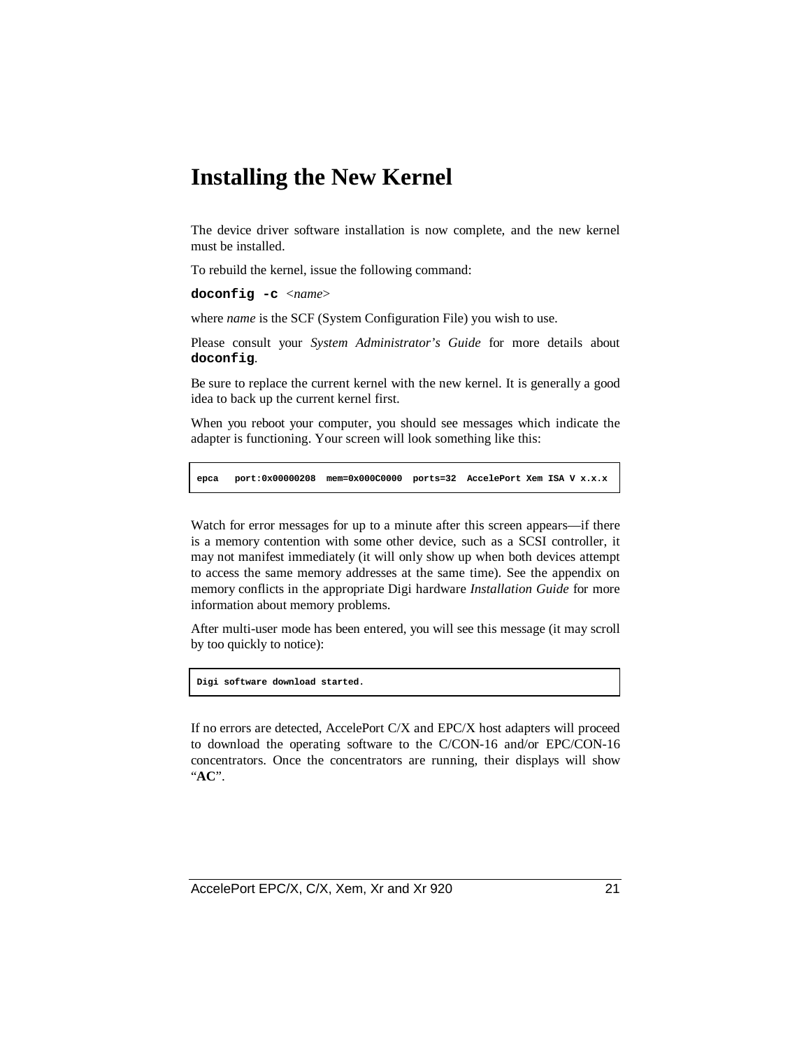# Installing the New Kernel

The device driver software installation is now complete, and the new kernel must be installed.

To rebuild the kernel, issue the following command:

**doconfig -c** <*name*>

where *name* is the SCF (System Configuration File) you wish to use.

Please consult your *System Administrator's Guide* for more details about **doconfig**.

Be sure to replace the current kernel with the new kernel. It is generally a good idea to back up the current kernel first.

When you reboot your computer, you should see messages which indicate the adapter is functioning. Your screen will look something like this:

```
epca   port:0x00000208  mem=0x000C0000  ports=32  AccelePort Xem ISA V x.x.x
```

Watch for error messages for up to a minute after this screen appears—if there is a memory contention with some other device, such as a SCSI controller, it may not manifest immediately (it will only show up when both devices attempt to access the same memory addresses at the same time). See the appendix on memory conflicts in the appropriate Digi hardware *Installation Guide* for more information about memory problems.

After multi-user mode has been entered, you will see this message (it may scroll by too quickly to notice):

```
Digi software download started.
```

If no errors are detected, AccelePort C/X and EPC/X host adapters will proceed to download the operating software to the C/CON-16 and/or EPC/CON-16 concentrators. Once the concentrators are running, their displays will show "**AC**".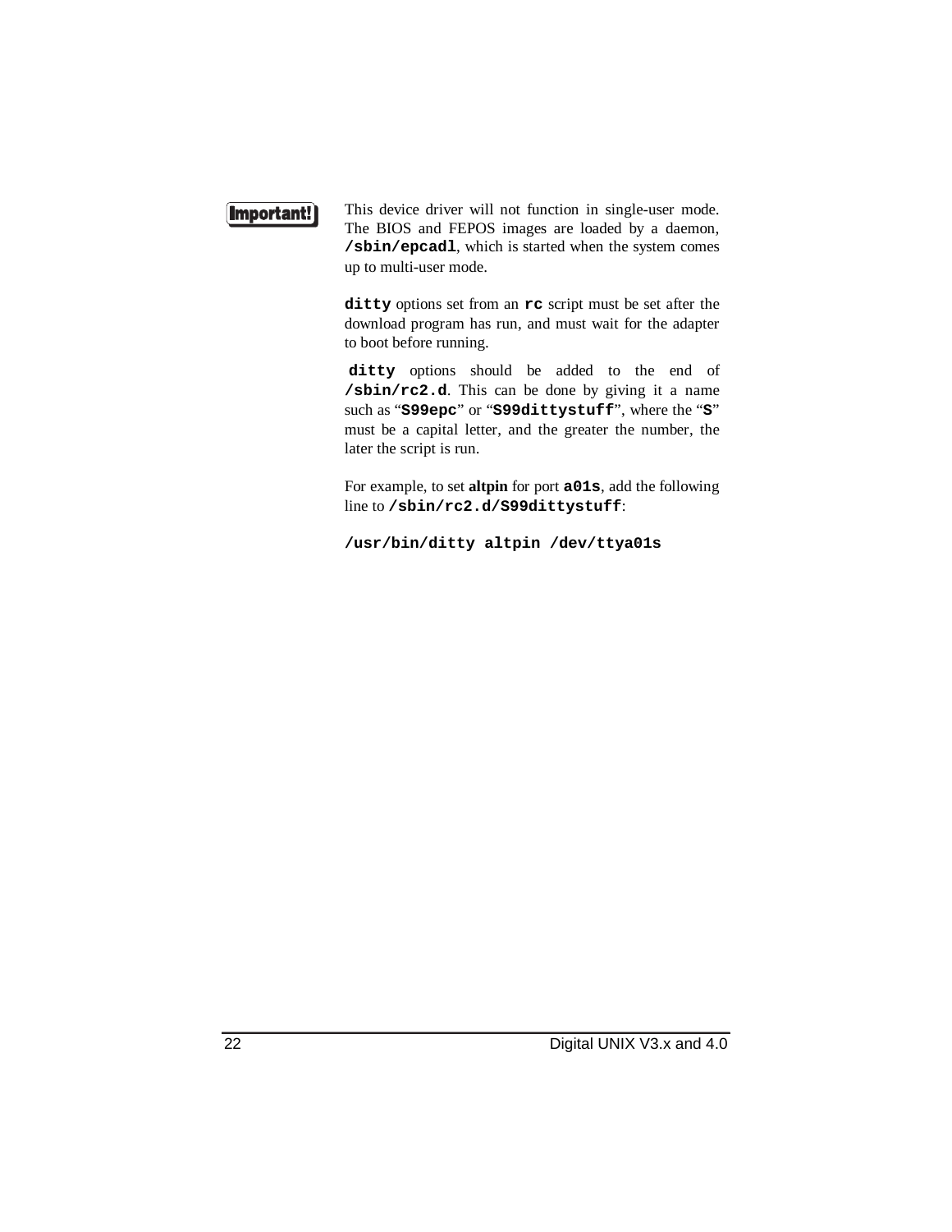**Important!**

This device driver will not function in single-user mode. The BIOS and FEPOS images are loaded by a daemon, **`/sbin/epcadl`**, which is started when the system comes up to multi-user mode.

**`ditty`** options set from an **`rc`** script must be set after the download program has run, and must wait for the adapter to boot before running.

**`ditty`** options should be added to the end of **`/sbin/rc2.d`**. This can be done by giving it a name such as "**`S99epc`**" or "**`S99dittystuff`**", where the "**`S`**" must be a capital letter, and the greater the number, the later the script is run.

For example, to set **altpin** for port **`a01s`**, add the following line to **`/sbin/rc2.d/S99dittystuff`**:

```
/usr/bin/ditty altpin /dev/ttya01s
```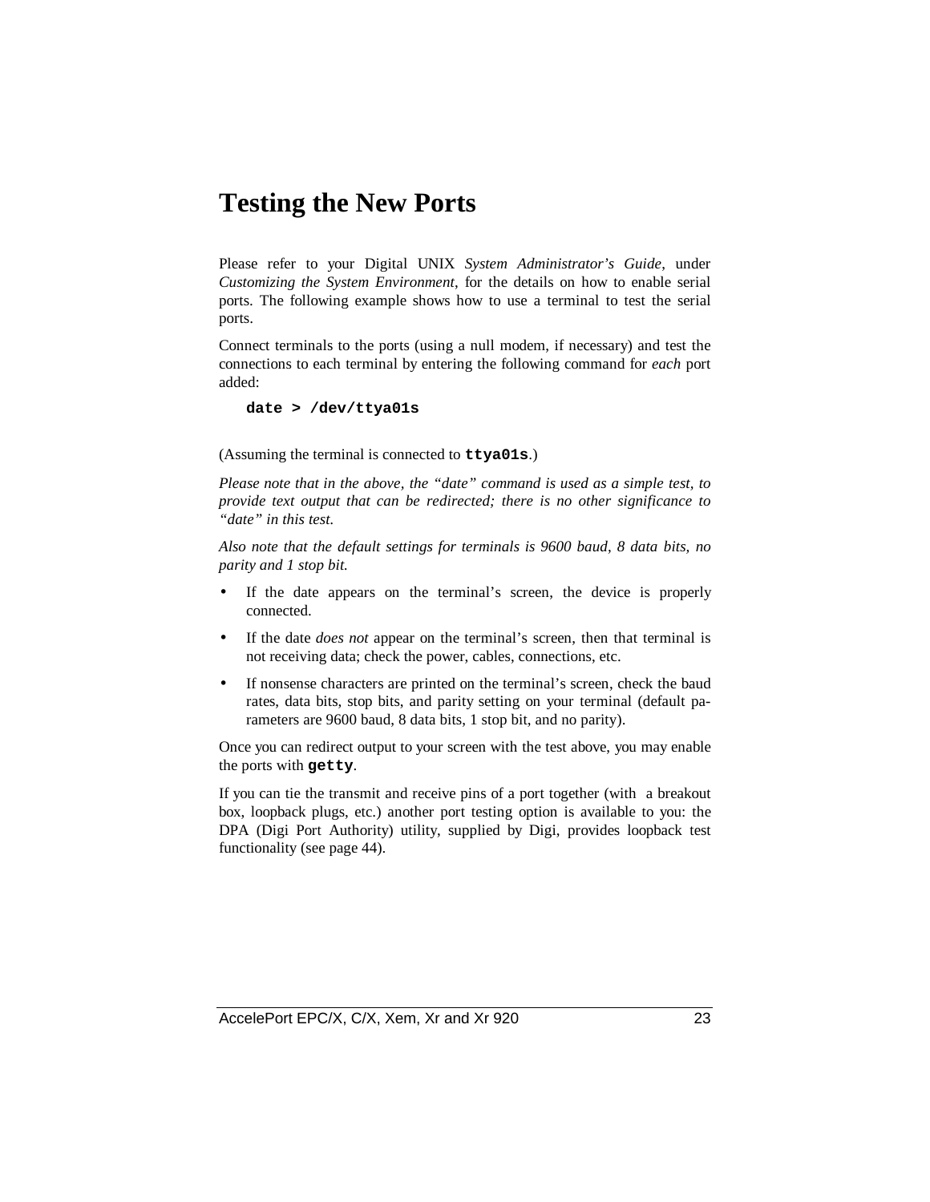# Testing the New Ports

Please refer to your Digital UNIX *System Administrator's Guide*, under *Customizing the System Environment*, for the details on how to enable serial ports. The following example shows how to use a terminal to test the serial ports.

Connect terminals to the ports (using a null modem, if necessary) and test the connections to each terminal by entering the following command for *each* port added:

```
date > /dev/ttya01s
```

(Assuming the terminal is connected to **ttya01s**.)

*Please note that in the above, the "date" command is used as a simple test, to provide text output that can be redirected; there is no other significance to "date" in this test.*

*Also note that the default settings for terminals is 9600 baud, 8 data bits, no parity and 1 stop bit.*

- If the date appears on the terminal's screen, the device is properly connected.
- If the date *does not* appear on the terminal's screen, then that terminal is not receiving data; check the power, cables, connections, etc.
- If nonsense characters are printed on the terminal's screen, check the baud rates, data bits, stop bits, and parity setting on your terminal (default parameters are 9600 baud, 8 data bits, 1 stop bit, and no parity).

Once you can redirect output to your screen with the test above, you may enable the ports with **getty**.

If you can tie the transmit and receive pins of a port together (with a breakout box, loopback plugs, etc.) another port testing option is available to you: the DPA (Digi Port Authority) utility, supplied by Digi, provides loopback test functionality (see page 44).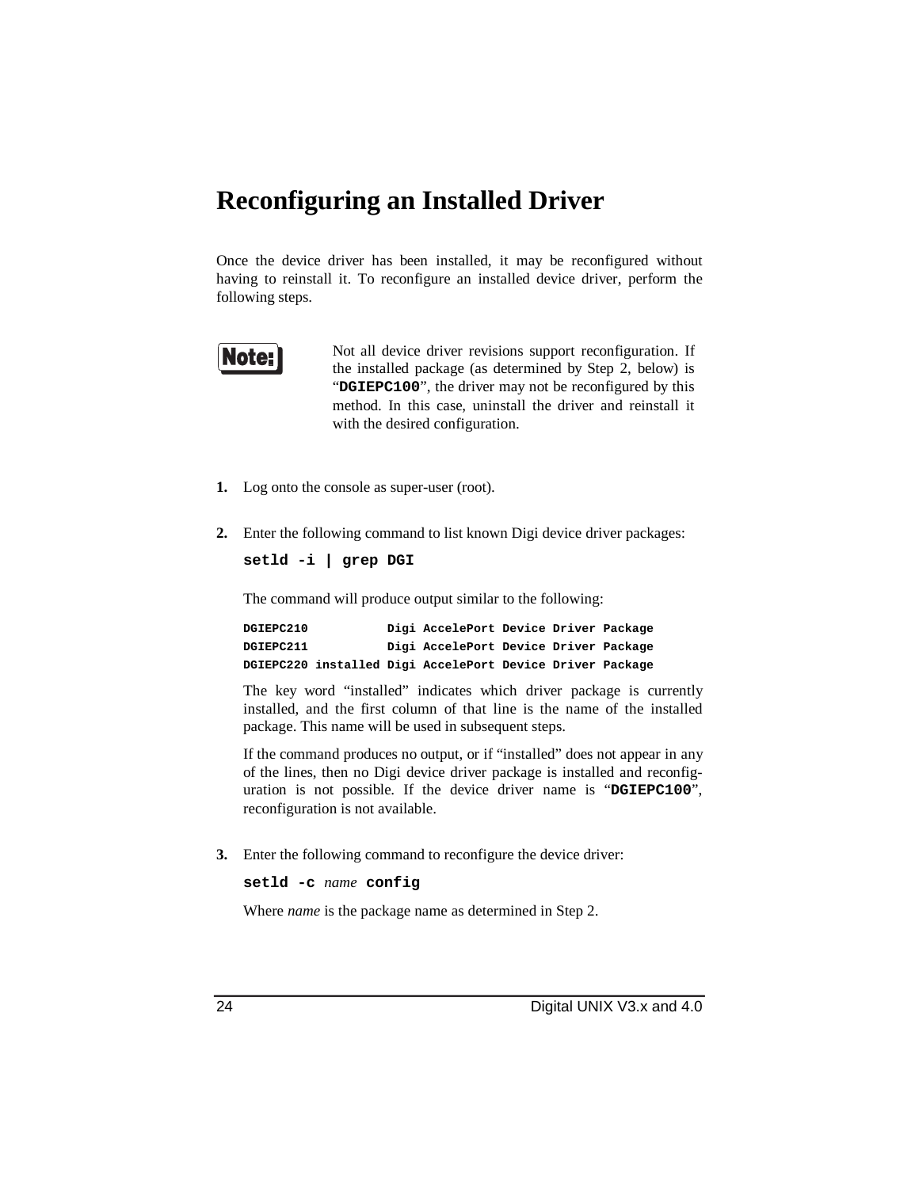# Reconfiguring an Installed Driver

Once the device driver has been installed, it may be reconfigured without having to reinstall it. To reconfigure an installed device driver, perform the following steps.

> **Note:** Not all device driver revisions support reconfiguration. If the installed package (as determined by Step 2, below) is "**DGIEPC100**", the driver may not be reconfigured by this method. In this case, uninstall the driver and reinstall it with the desired configuration.

**1.** Log onto the console as super-user (root).

**2.** Enter the following command to list known Digi device driver packages:

```
setld -i | grep DGI
```

The command will produce output similar to the following:

```
DGIEPC210           Digi AccelePort Device Driver Package
DGIEPC211           Digi AccelePort Device Driver Package
DGIEPC220 installed Digi AccelePort Device Driver Package
```

The key word "installed" indicates which driver package is currently installed, and the first column of that line is the name of the installed package. This name will be used in subsequent steps.

If the command produces no output, or if "installed" does not appear in any of the lines, then no Digi device driver package is installed and reconfiguration is not possible. If the device driver name is "**DGIEPC100**", reconfiguration is not available.

**3.** Enter the following command to reconfigure the device driver:

**setld -c** *name* **config**

Where *name* is the package name as determined in Step 2.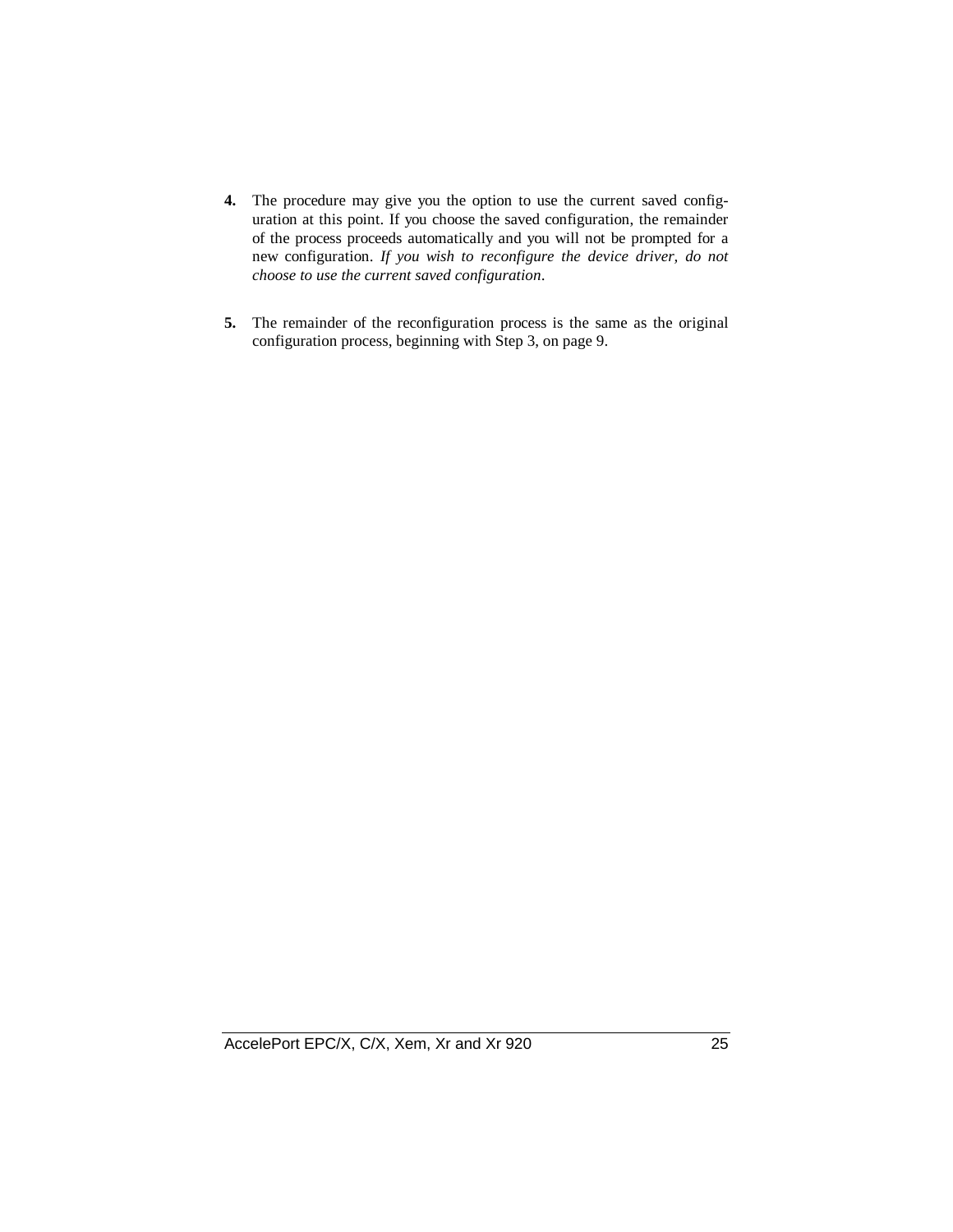4. The procedure may give you the option to use the current saved configuration at this point. If you choose the saved configuration, the remainder of the process proceeds automatically and you will not be prompted for a new configuration. *If you wish to reconfigure the device driver, do not choose to use the current saved configuration*.

5. The remainder of the reconfiguration process is the same as the original configuration process, beginning with Step 3, on page 9.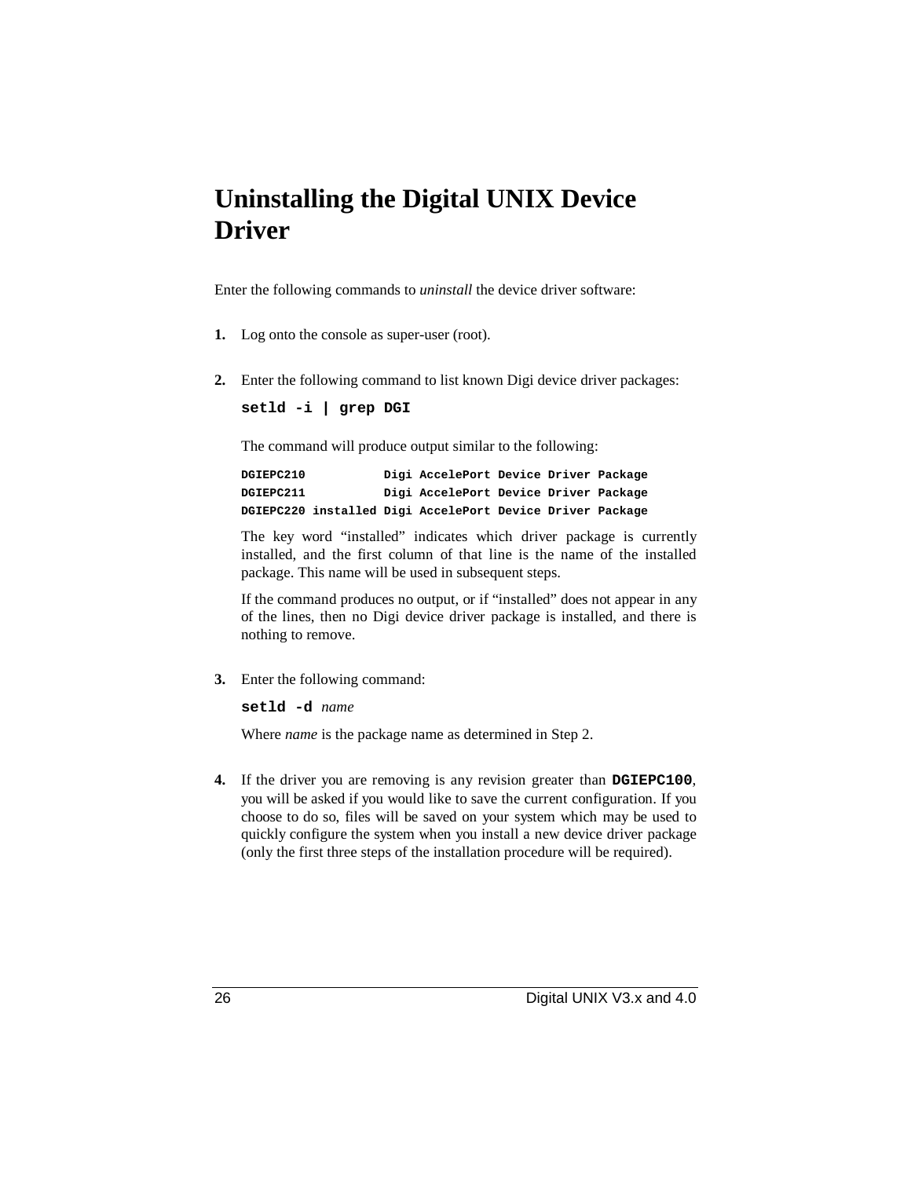# Uninstalling the Digital UNIX Device Driver

Enter the following commands to *uninstall* the device driver software:

1. Log onto the console as super-user (root).

2. Enter the following command to list known Digi device driver packages:

   ```
   setld -i | grep DGI
   ```

   The command will produce output similar to the following:

   ```
   DGIEPC210           Digi AccelePort Device Driver Package
   DGIEPC211           Digi AccelePort Device Driver Package
   DGIEPC220 installed Digi AccelePort Device Driver Package
   ```

   The key word "installed" indicates which driver package is currently installed, and the first column of that line is the name of the installed package. This name will be used in subsequent steps.

   If the command produces no output, or if "installed" does not appear in any of the lines, then no Digi device driver package is installed, and there is nothing to remove.

3. Enter the following command:

   **`setld -d`** *name*

   Where *name* is the package name as determined in Step 2.

4. If the driver you are removing is any revision greater than **`DGIEPC100`**, you will be asked if you would like to save the current configuration. If you choose to do so, files will be saved on your system which may be used to quickly configure the system when you install a new device driver package (only the first three steps of the installation procedure will be required).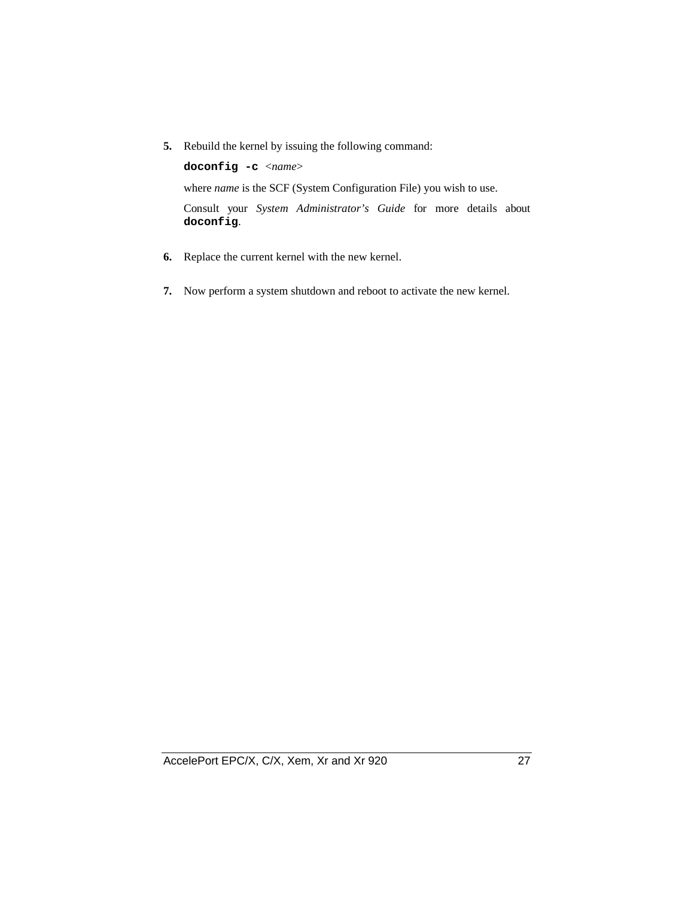5. Rebuild the kernel by issuing the following command:

   **`doconfig -c`** *<name>*

   where *name* is the SCF (System Configuration File) you wish to use.

   Consult your *System Administrator's Guide* for more details about **`doconfig`**.

6. Replace the current kernel with the new kernel.

7. Now perform a system shutdown and reboot to activate the new kernel.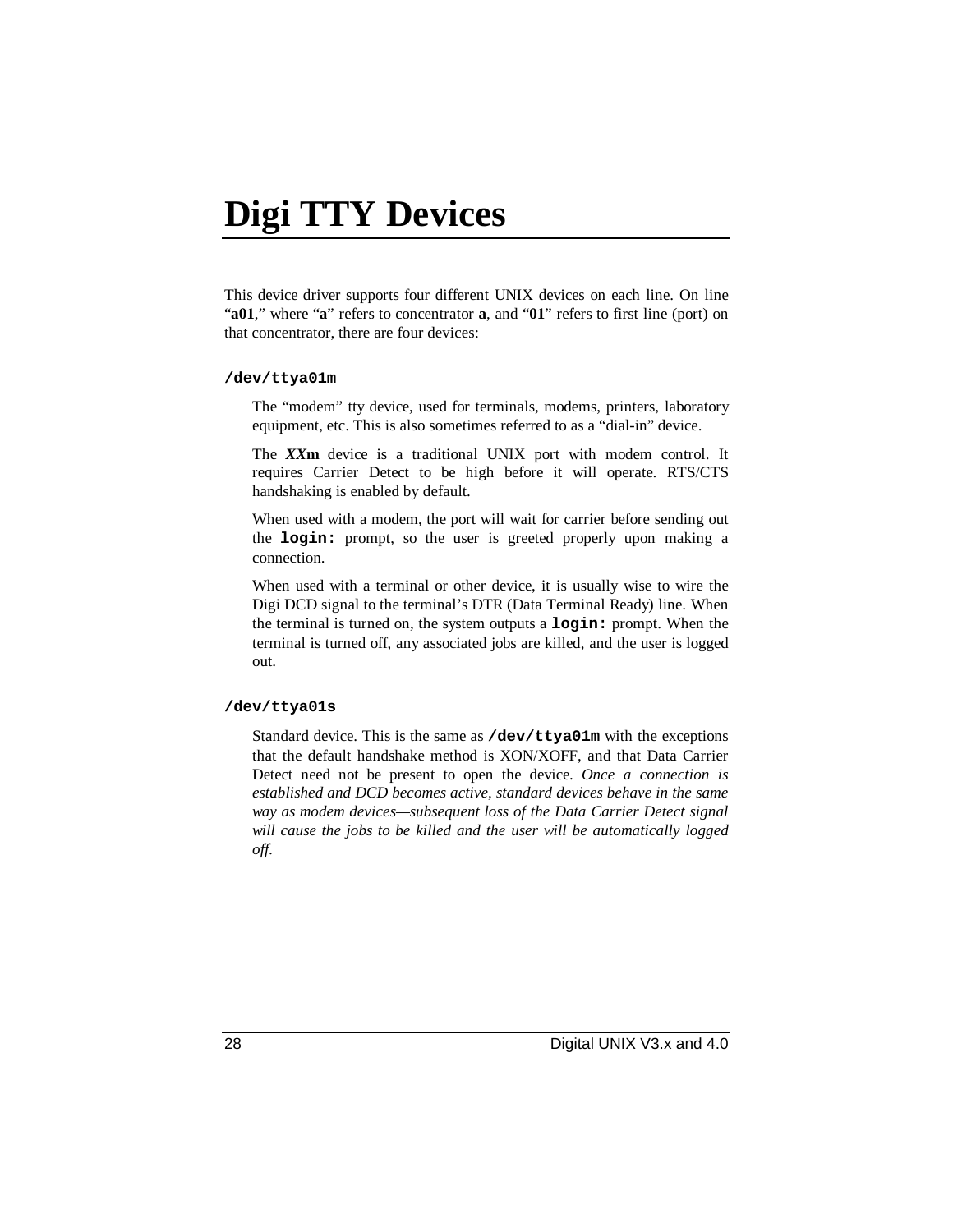# Digi TTY Devices

This device driver supports four different UNIX devices on each line. On line "**a01**," where "**a**" refers to concentrator **a**, and "**01**" refers to first line (port) on that concentrator, there are four devices:

### `/dev/ttya01m`

The "modem" tty device, used for terminals, modems, printers, laboratory equipment, etc. This is also sometimes referred to as a "dial-in" device.

The ***XX*m** device is a traditional UNIX port with modem control. It requires Carrier Detect to be high before it will operate. RTS/CTS handshaking is enabled by default.

When used with a modem, the port will wait for carrier before sending out the **`login:`** prompt, so the user is greeted properly upon making a connection.

When used with a terminal or other device, it is usually wise to wire the Digi DCD signal to the terminal's DTR (Data Terminal Ready) line. When the terminal is turned on, the system outputs a **`login:`** prompt. When the terminal is turned off, any associated jobs are killed, and the user is logged out.

### `/dev/ttya01s`

Standard device. This is the same as **`/dev/ttya01m`** with the exceptions that the default handshake method is XON/XOFF, and that Data Carrier Detect need not be present to open the device. *Once a connection is established and DCD becomes active, standard devices behave in the same way as modem devices—subsequent loss of the Data Carrier Detect signal will cause the jobs to be killed and the user will be automatically logged off.*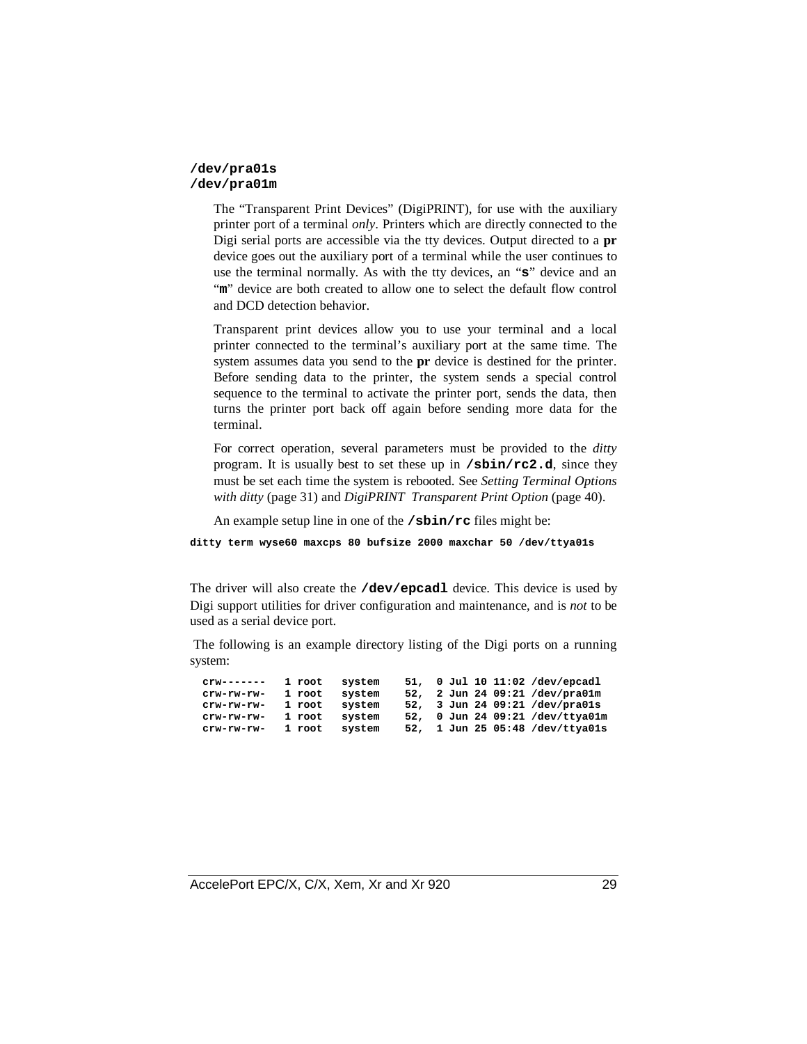**/dev/pra01s**
**/dev/pra01m**

The "Transparent Print Devices" (DigiPRINT), for use with the auxiliary printer port of a terminal *only*. Printers which are directly connected to the Digi serial ports are accessible via the tty devices. Output directed to a **pr** device goes out the auxiliary port of a terminal while the user continues to use the terminal normally. As with the tty devices, an "**s**" device and an "**m**" device are both created to allow one to select the default flow control and DCD detection behavior.

Transparent print devices allow you to use your terminal and a local printer connected to the terminal's auxiliary port at the same time. The system assumes data you send to the **pr** device is destined for the printer. Before sending data to the printer, the system sends a special control sequence to the terminal to activate the printer port, sends the data, then turns the printer port back off again before sending more data for the terminal.

For correct operation, several parameters must be provided to the *ditty* program. It is usually best to set these up in **/sbin/rc2.d**, since they must be set each time the system is rebooted. See *Setting Terminal Options with ditty* (page 31) and *DigiPRINT Transparent Print Option* (page 40).

An example setup line in one of the **/sbin/rc** files might be:

```
ditty term wyse60 maxcps 80 bufsize 2000 maxchar 50 /dev/ttya01s
```

The driver will also create the **/dev/epcadl** device. This device is used by Digi support utilities for driver configuration and maintenance, and is *not* to be used as a serial device port.

The following is an example directory listing of the Digi ports on a running system:

```
crw-------   1 root   system    51,  0 Jul 10 11:02 /dev/epcadl
crw-rw-rw-   1 root   system    52,  2 Jun 24 09:21 /dev/pra01m
crw-rw-rw-   1 root   system    52,  3 Jun 24 09:21 /dev/pra01s
crw-rw-rw-   1 root   system    52,  0 Jun 24 09:21 /dev/ttya01m
crw-rw-rw-   1 root   system    52,  1 Jun 25 05:48 /dev/ttya01s
```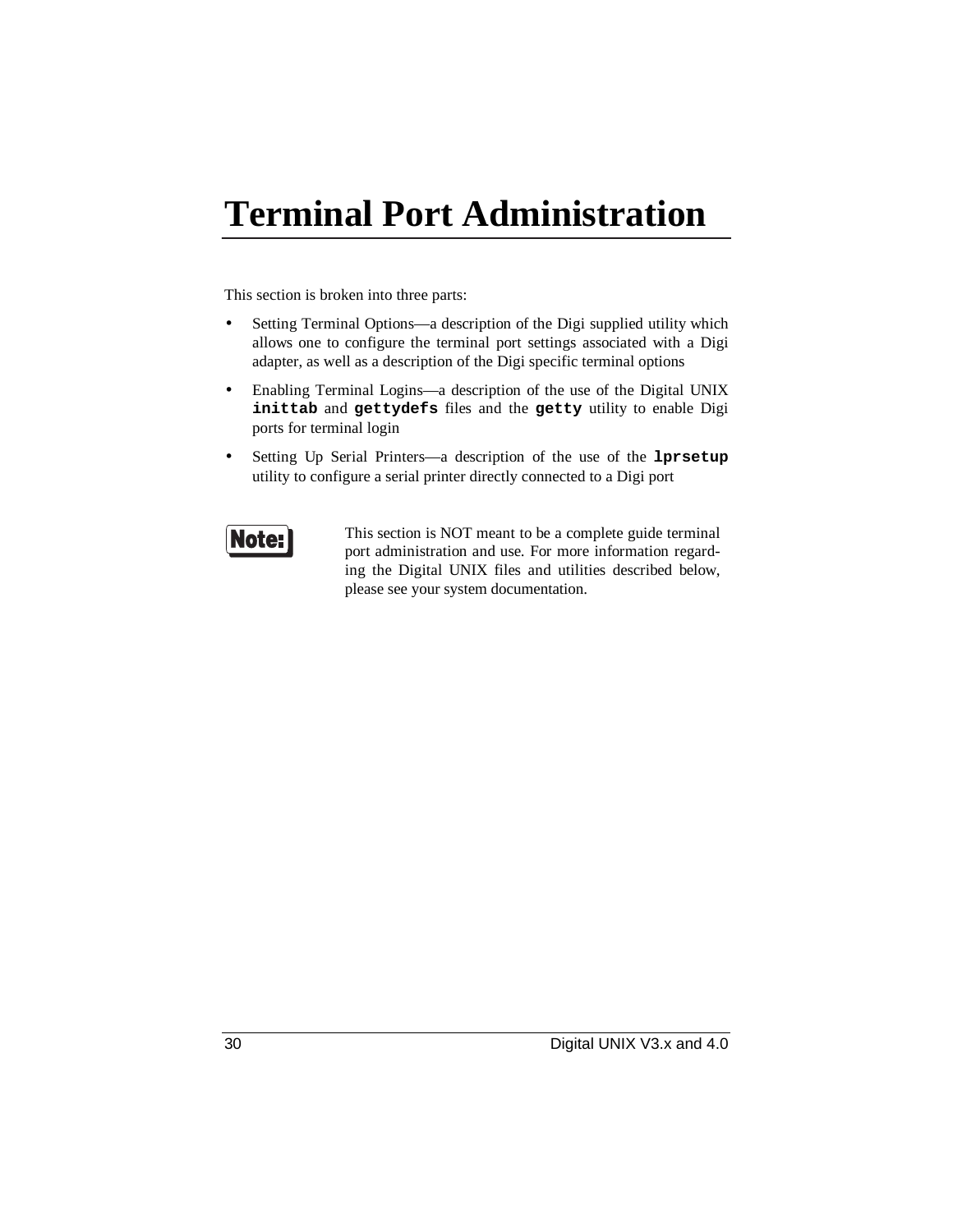# Terminal Port Administration

This section is broken into three parts:

- Setting Terminal Options—a description of the Digi supplied utility which allows one to configure the terminal port settings associated with a Digi adapter, as well as a description of the Digi specific terminal options
- Enabling Terminal Logins—a description of the use of the Digital UNIX **`inittab`** and **`gettydefs`** files and the **`getty`** utility to enable Digi ports for terminal login
- Setting Up Serial Printers—a description of the use of the **`lprsetup`** utility to configure a serial printer directly connected to a Digi port

**Note:** This section is NOT meant to be a complete guide terminal port administration and use. For more information regarding the Digital UNIX files and utilities described below, please see your system documentation.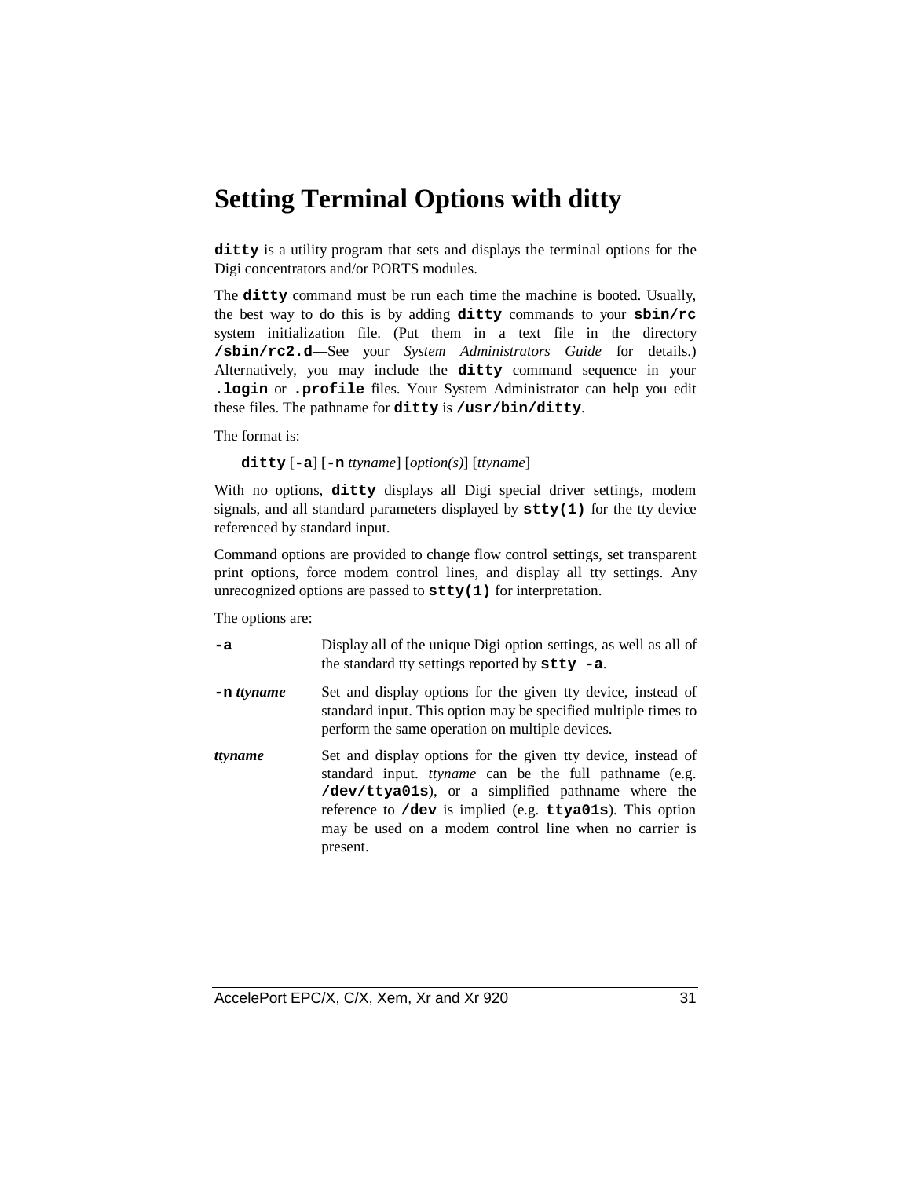# Setting Terminal Options with ditty

**ditty** is a utility program that sets and displays the terminal options for the Digi concentrators and/or PORTS modules.

The **ditty** command must be run each time the machine is booted. Usually, the best way to do this is by adding **ditty** commands to your **sbin/rc** system initialization file. (Put them in a text file in the directory **/sbin/rc2.d**—See your *System Administrators Guide* for details.) Alternatively, you may include the **ditty** command sequence in your **.login** or **.profile** files. Your System Administrator can help you edit these files. The pathname for **ditty** is **/usr/bin/ditty**.

The format is:

**ditty** [**-a**] [**-n** *ttyname*] [*option(s)*] [*ttyname*]

With no options, **ditty** displays all Digi special driver settings, modem signals, and all standard parameters displayed by **stty(1)** for the tty device referenced by standard input.

Command options are provided to change flow control settings, set transparent print options, force modem control lines, and display all tty settings. Any unrecognized options are passed to **stty(1)** for interpretation.

The options are:

**-a** — Display all of the unique Digi option settings, as well as all of the standard tty settings reported by **stty -a**.

**-n** *ttyname* — Set and display options for the given tty device, instead of standard input. This option may be specified multiple times to perform the same operation on multiple devices.

***ttyname*** — Set and display options for the given tty device, instead of standard input. *ttyname* can be the full pathname (e.g. **/dev/ttya01s**), or a simplified pathname where the reference to **/dev** is implied (e.g. **ttya01s**). This option may be used on a modem control line when no carrier is present.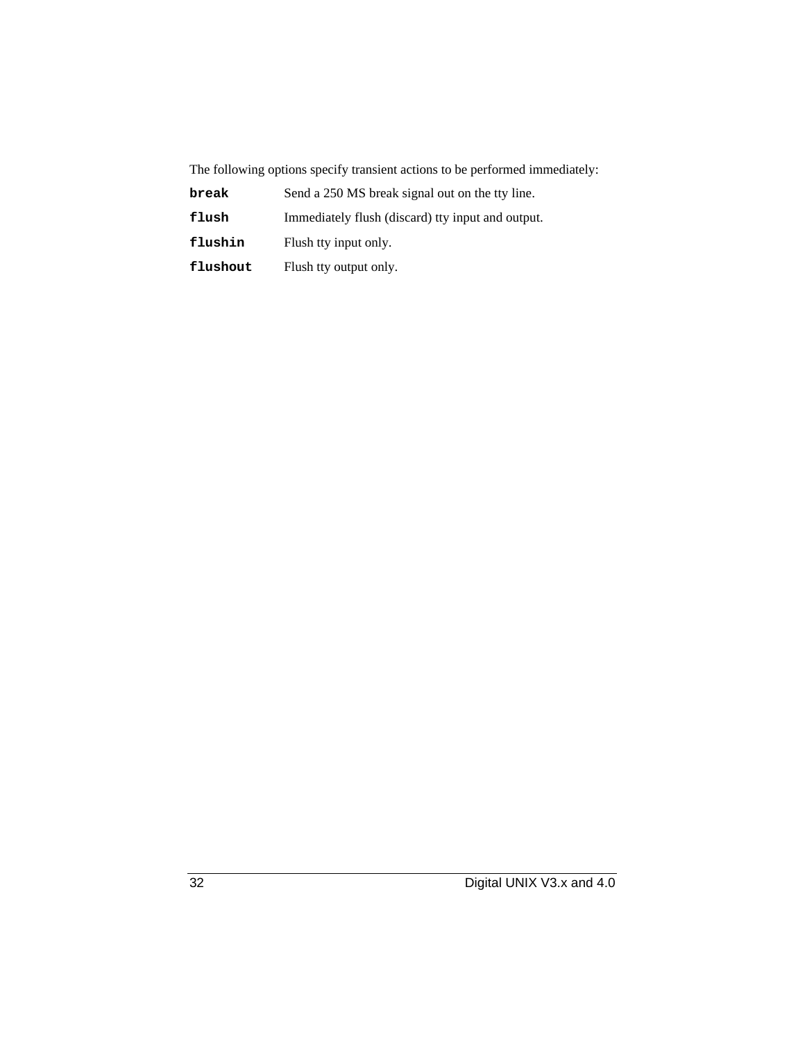The following options specify transient actions to be performed immediately:

| | |
|---|---|
| **`break`** | Send a 250 MS break signal out on the tty line. |
| **`flush`** | Immediately flush (discard) tty input and output. |
| **`flushin`** | Flush tty input only. |
| **`flushout`** | Flush tty output only. |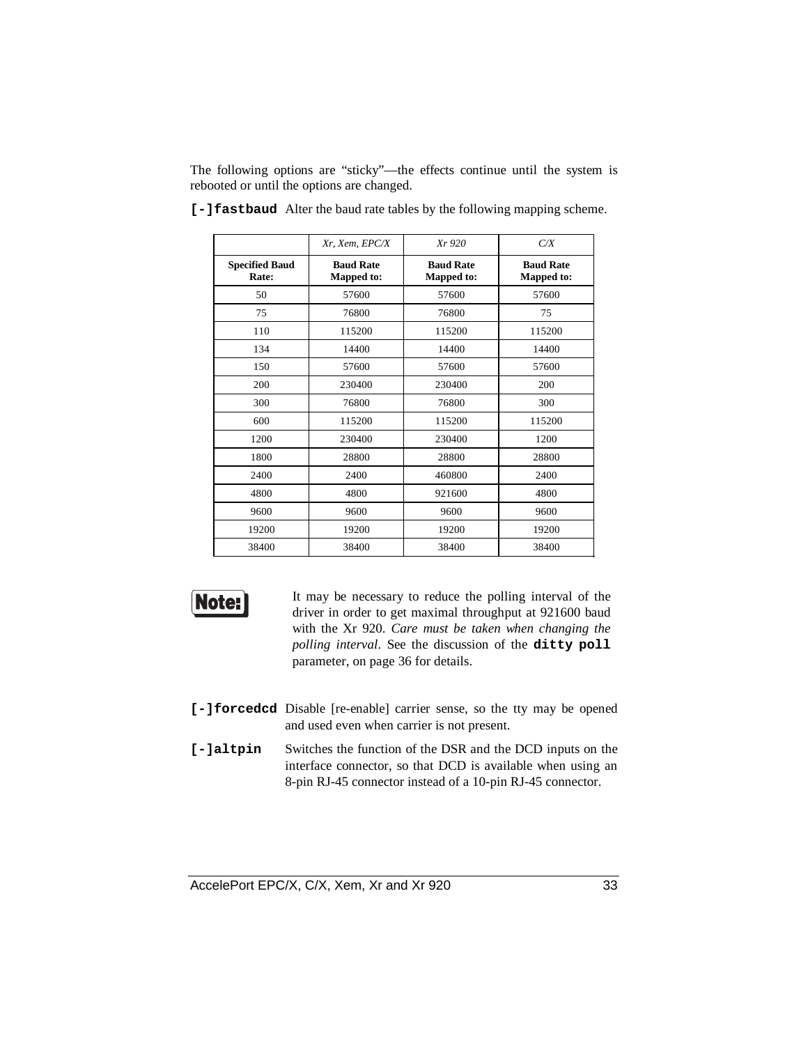The following options are "sticky"—the effects continue until the system is rebooted or until the options are changed.

**[-]fastbaud** Alter the baud rate tables by the following mapping scheme.

| | *Xr, Xem, EPC/X* | *Xr 920* | *C/X* |
|---|---|---|---|
| **Specified Baud Rate:** | **Baud Rate Mapped to:** | **Baud Rate Mapped to:** | **Baud Rate Mapped to:** |
| 50 | 57600 | 57600 | 57600 |
| 75 | 76800 | 76800 | 75 |
| 110 | 115200 | 115200 | 115200 |
| 134 | 14400 | 14400 | 14400 |
| 150 | 57600 | 57600 | 57600 |
| 200 | 230400 | 230400 | 200 |
| 300 | 76800 | 76800 | 300 |
| 600 | 115200 | 115200 | 115200 |
| 1200 | 230400 | 230400 | 1200 |
| 1800 | 28800 | 28800 | 28800 |
| 2400 | 2400 | 460800 | 2400 |
| 4800 | 4800 | 921600 | 4800 |
| 9600 | 9600 | 9600 | 9600 |
| 19200 | 19200 | 19200 | 19200 |
| 38400 | 38400 | 38400 | 38400 |

**Note:** It may be necessary to reduce the polling interval of the driver in order to get maximal throughput at 921600 baud with the Xr 920. *Care must be taken when changing the polling interval*. See the discussion of the **ditty poll** parameter, on page 36 for details.

**[-]forcedcd** Disable [re-enable] carrier sense, so the tty may be opened and used even when carrier is not present.

**[-]altpin** Switches the function of the DSR and the DCD inputs on the interface connector, so that DCD is available when using an 8-pin RJ-45 connector instead of a 10-pin RJ-45 connector.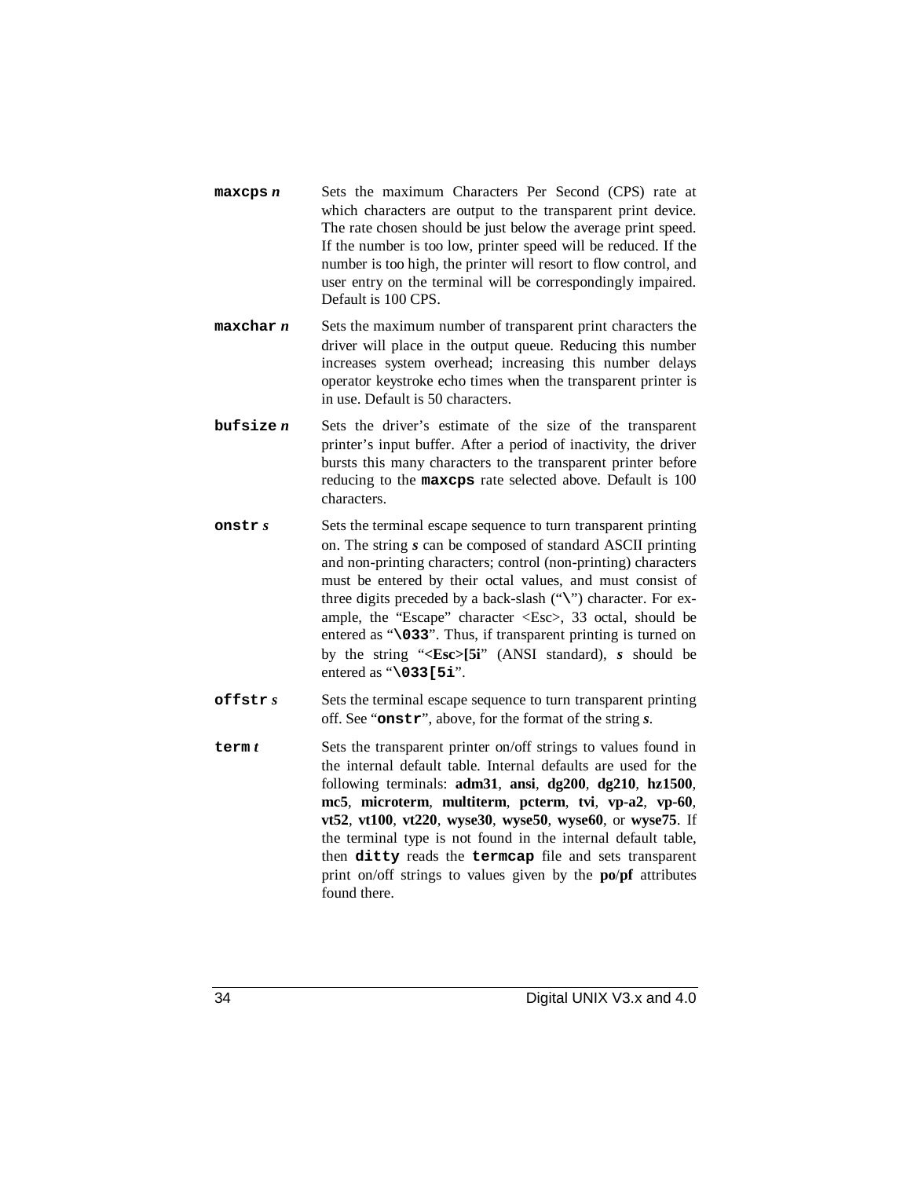**maxcps** ***n*** Sets the maximum Characters Per Second (CPS) rate at which characters are output to the transparent print device. The rate chosen should be just below the average print speed. If the number is too low, printer speed will be reduced. If the number is too high, the printer will resort to flow control, and user entry on the terminal will be correspondingly impaired. Default is 100 CPS.

**maxchar** ***n*** Sets the maximum number of transparent print characters the driver will place in the output queue. Reducing this number increases system overhead; increasing this number delays operator keystroke echo times when the transparent printer is in use. Default is 50 characters.

**bufsize** ***n*** Sets the driver's estimate of the size of the transparent printer's input buffer. After a period of inactivity, the driver bursts this many characters to the transparent printer before reducing to the **maxcps** rate selected above. Default is 100 characters.

**onstr** ***s*** Sets the terminal escape sequence to turn transparent printing on. The string ***s*** can be composed of standard ASCII printing and non-printing characters; control (non-printing) characters must be entered by their octal values, and must consist of three digits preceded by a back-slash ("**\**") character. For example, the "Escape" character <Esc>, 33 octal, should be entered as "**\033**". Thus, if transparent printing is turned on by the string "**<Esc>[5i**" (ANSI standard), ***s*** should be entered as "**\033[5i**".

**offstr** ***s*** Sets the terminal escape sequence to turn transparent printing off. See "**onstr**", above, for the format of the string ***s***.

**term** ***t*** Sets the transparent printer on/off strings to values found in the internal default table. Internal defaults are used for the following terminals: **adm31**, **ansi**, **dg200**, **dg210**, **hz1500**, **mc5**, **microterm**, **multiterm**, **pcterm**, **tvi**, **vp-a2**, **vp-60**, **vt52**, **vt100**, **vt220**, **wyse30**, **wyse50**, **wyse60**, or **wyse75**. If the terminal type is not found in the internal default table, then **ditty** reads the **termcap** file and sets transparent print on/off strings to values given by the **po**/**pf** attributes found there.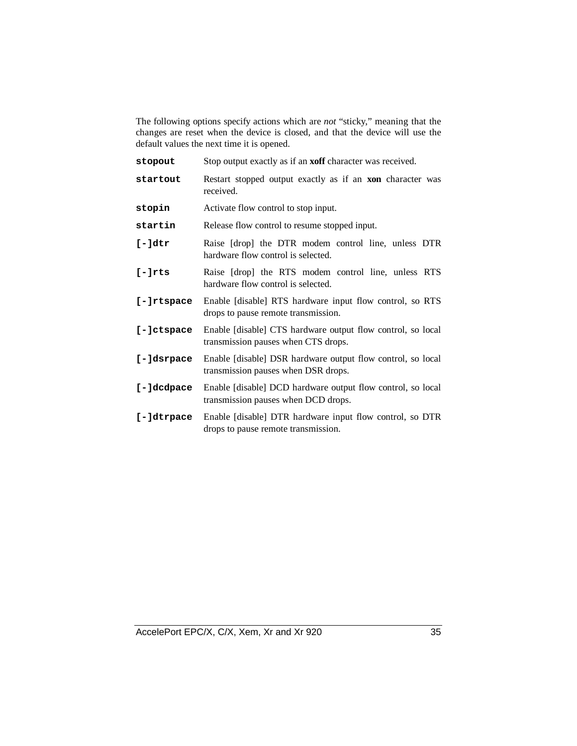The following options specify actions which are *not* “sticky,” meaning that the changes are reset when the device is closed, and that the device will use the default values the next time it is opened.

| | |
|---|---|
| `stopout` | Stop output exactly as if an **xoff** character was received. |
| `startout` | Restart stopped output exactly as if an **xon** character was received. |
| `stopin` | Activate flow control to stop input. |
| `startin` | Release flow control to resume stopped input. |
| `[-]dtr` | Raise [drop] the DTR modem control line, unless DTR hardware flow control is selected. |
| `[-]rts` | Raise [drop] the RTS modem control line, unless RTS hardware flow control is selected. |
| `[-]rtspace` | Enable [disable] RTS hardware input flow control, so RTS drops to pause remote transmission. |
| `[-]ctspace` | Enable [disable] CTS hardware output flow control, so local transmission pauses when CTS drops. |
| `[-]dsrpace` | Enable [disable] DSR hardware output flow control, so local transmission pauses when DSR drops. |
| `[-]dcdpace` | Enable [disable] DCD hardware output flow control, so local transmission pauses when DCD drops. |
| `[-]dtrpace` | Enable [disable] DTR hardware input flow control, so DTR drops to pause remote transmission. |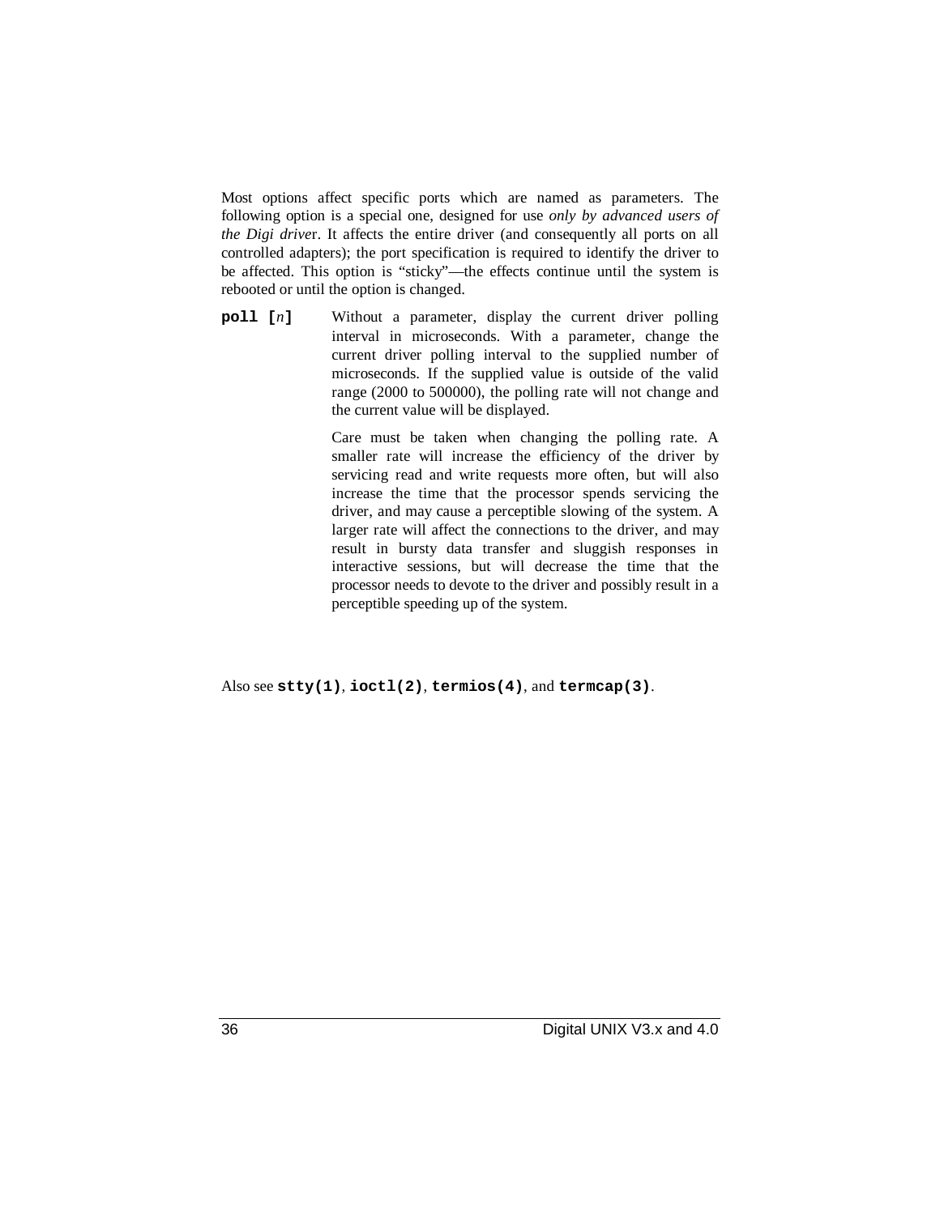Most options affect specific ports which are named as parameters. The following option is a special one, designed for use *only by advanced users of the Digi driver*. It affects the entire driver (and consequently all ports on all controlled adapters); the port specification is required to identify the driver to be affected. This option is "sticky"—the effects continue until the system is rebooted or until the option is changed.

**poll [*n*]** Without a parameter, display the current driver polling interval in microseconds. With a parameter, change the current driver polling interval to the supplied number of microseconds. If the supplied value is outside of the valid range (2000 to 500000), the polling rate will not change and the current value will be displayed.

Care must be taken when changing the polling rate. A smaller rate will increase the efficiency of the driver by servicing read and write requests more often, but will also increase the time that the processor spends servicing the driver, and may cause a perceptible slowing of the system. A larger rate will affect the connections to the driver, and may result in bursty data transfer and sluggish responses in interactive sessions, but will decrease the time that the processor needs to devote to the driver and possibly result in a perceptible speeding up of the system.

Also see **stty(1)**, **ioctl(2)**, **termios(4)**, and **termcap(3)**.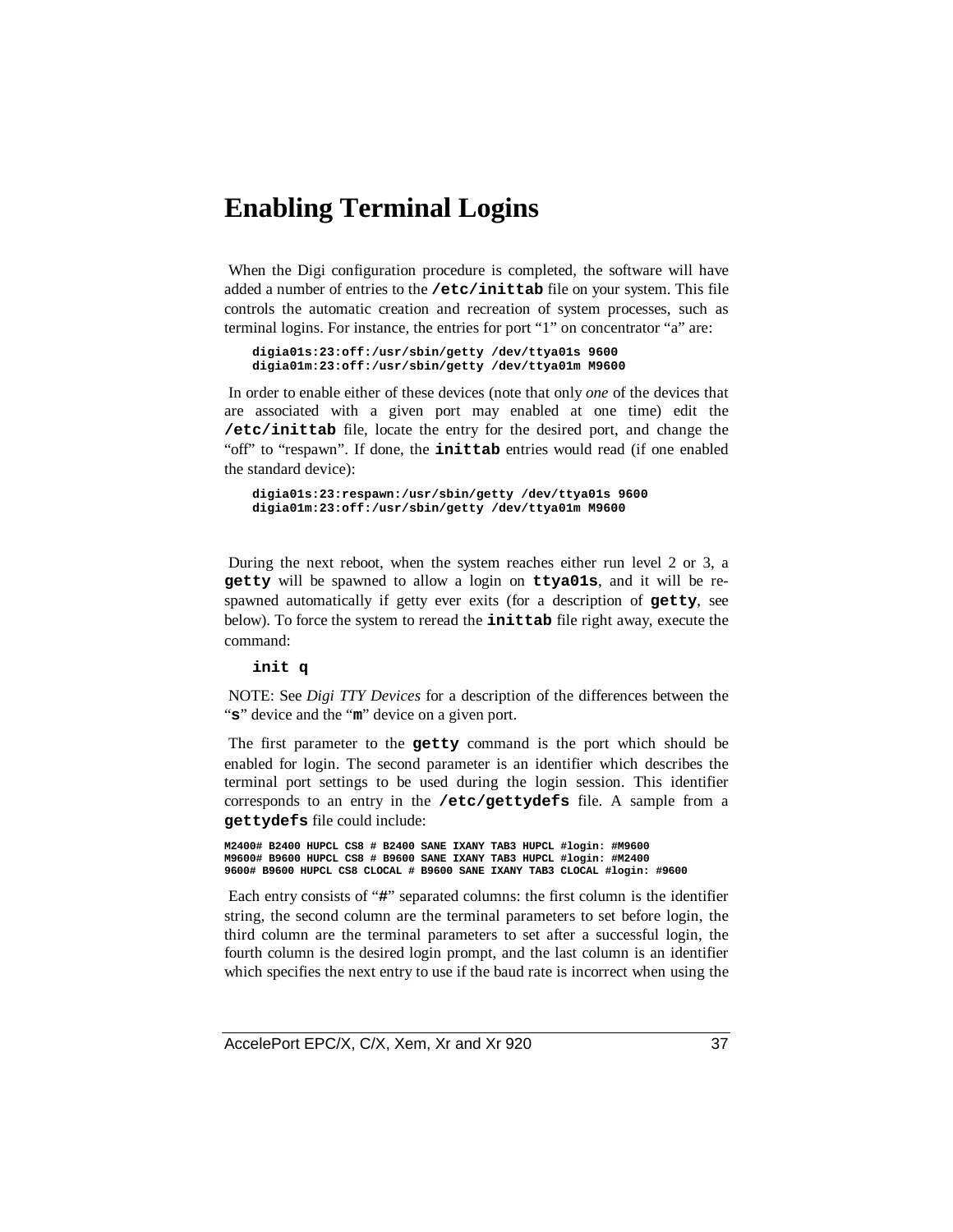# Enabling Terminal Logins

When the Digi configuration procedure is completed, the software will have added a number of entries to the **/etc/inittab** file on your system. This file controls the automatic creation and recreation of system processes, such as terminal logins. For instance, the entries for port “1” on concentrator “a” are:

```
digia01s:23:off:/usr/sbin/getty /dev/ttya01s 9600
digia01m:23:off:/usr/sbin/getty /dev/ttya01m M9600
```

In order to enable either of these devices (note that only *one* of the devices that are associated with a given port may enabled at one time) edit the **/etc/inittab** file, locate the entry for the desired port, and change the “off” to “respawn”. If done, the **inittab** entries would read (if one enabled the standard device):

```
digia01s:23:respawn:/usr/sbin/getty /dev/ttya01s 9600
digia01m:23:off:/usr/sbin/getty /dev/ttya01m M9600
```

During the next reboot, when the system reaches either run level 2 or 3, a **getty** will be spawned to allow a login on **ttya01s**, and it will be re-spawned automatically if getty ever exits (for a description of **getty**, see below). To force the system to reread the **inittab** file right away, execute the command:

```
init q
```

NOTE: See *Digi TTY Devices* for a description of the differences between the “**s**” device and the “**m**” device on a given port.

The first parameter to the **getty** command is the port which should be enabled for login. The second parameter is an identifier which describes the terminal port settings to be used during the login session. This identifier corresponds to an entry in the **/etc/gettydefs** file. A sample from a **gettydefs** file could include:

```
M2400# B2400 HUPCL CS8 # B2400 SANE IXANY TAB3 HUPCL #login: #M9600
M9600# B9600 HUPCL CS8 # B9600 SANE IXANY TAB3 HUPCL #login: #M2400
9600# B9600 HUPCL CS8 CLOCAL # B9600 SANE IXANY TAB3 CLOCAL #login: #9600
```

Each entry consists of “**#**” separated columns: the first column is the identifier string, the second column are the terminal parameters to set before login, the third column are the terminal parameters to set after a successful login, the fourth column is the desired login prompt, and the last column is an identifier which specifies the next entry to use if the baud rate is incorrect when using the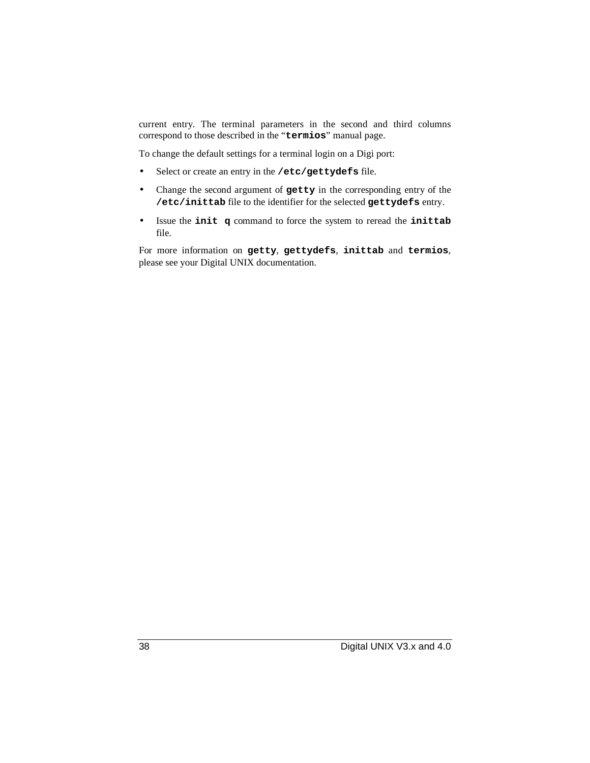current entry. The terminal parameters in the second and third columns correspond to those described in the "**termios**" manual page.

To change the default settings for a terminal login on a Digi port:

- Select or create an entry in the **/etc/gettydefs** file.
- Change the second argument of **getty** in the corresponding entry of the **/etc/inittab** file to the identifier for the selected **gettydefs** entry.
- Issue the **init q** command to force the system to reread the **inittab** file.

For more information on **getty**, **gettydefs**, **inittab** and **termios**, please see your Digital UNIX documentation.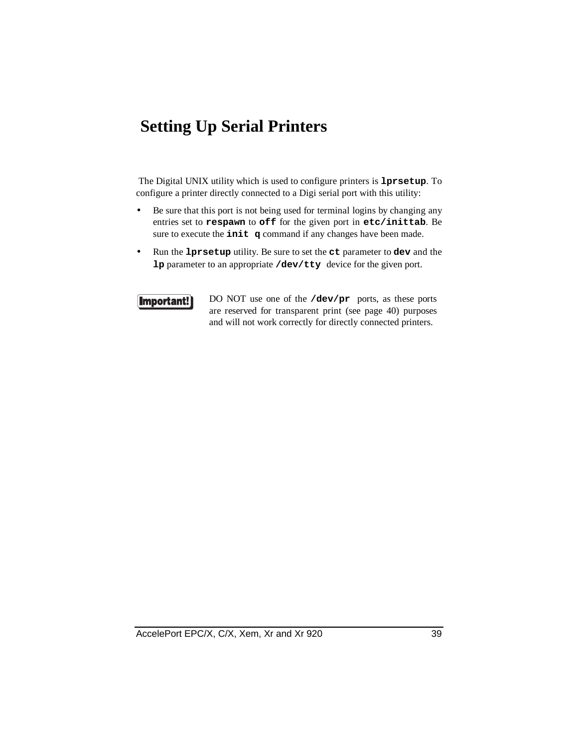# Setting Up Serial Printers

The Digital UNIX utility which is used to configure printers is **`lprsetup`**. To configure a printer directly connected to a Digi serial port with this utility:

- Be sure that this port is not being used for terminal logins by changing any entries set to **`respawn`** to **`off`** for the given port in **`etc/inittab`**. Be sure to execute the **`init q`** command if any changes have been made.
- Run the **`lprsetup`** utility. Be sure to set the **`ct`** parameter to **`dev`** and the **`lp`** parameter to an appropriate **`/dev/tty`** device for the given port.

**Important!** DO NOT use one of the **`/dev/pr`** ports, as these ports are reserved for transparent print (see page 40) purposes and will not work correctly for directly connected printers.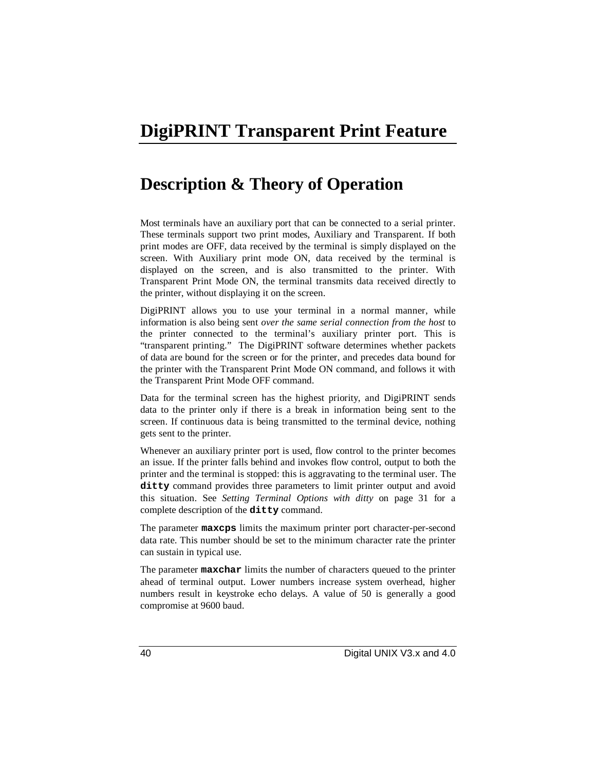# DigiPRINT Transparent Print Feature

## Description & Theory of Operation

Most terminals have an auxiliary port that can be connected to a serial printer. These terminals support two print modes, Auxiliary and Transparent. If both print modes are OFF, data received by the terminal is simply displayed on the screen. With Auxiliary print mode ON, data received by the terminal is displayed on the screen, and is also transmitted to the printer. With Transparent Print Mode ON, the terminal transmits data received directly to the printer, without displaying it on the screen.

DigiPRINT allows you to use your terminal in a normal manner, while information is also being sent *over the same serial connection from the host* to the printer connected to the terminal's auxiliary printer port. This is "transparent printing." The DigiPRINT software determines whether packets of data are bound for the screen or for the printer, and precedes data bound for the printer with the Transparent Print Mode ON command, and follows it with the Transparent Print Mode OFF command.

Data for the terminal screen has the highest priority, and DigiPRINT sends data to the printer only if there is a break in information being sent to the screen. If continuous data is being transmitted to the terminal device, nothing gets sent to the printer.

Whenever an auxiliary printer port is used, flow control to the printer becomes an issue. If the printer falls behind and invokes flow control, output to both the printer and the terminal is stopped: this is aggravating to the terminal user. The **`ditty`** command provides three parameters to limit printer output and avoid this situation. See *Setting Terminal Options with ditty* on page 31 for a complete description of the **`ditty`** command.

The parameter **`maxcps`** limits the maximum printer port character-per-second data rate. This number should be set to the minimum character rate the printer can sustain in typical use.

The parameter **`maxchar`** limits the number of characters queued to the printer ahead of terminal output. Lower numbers increase system overhead, higher numbers result in keystroke echo delays. A value of 50 is generally a good compromise at 9600 baud.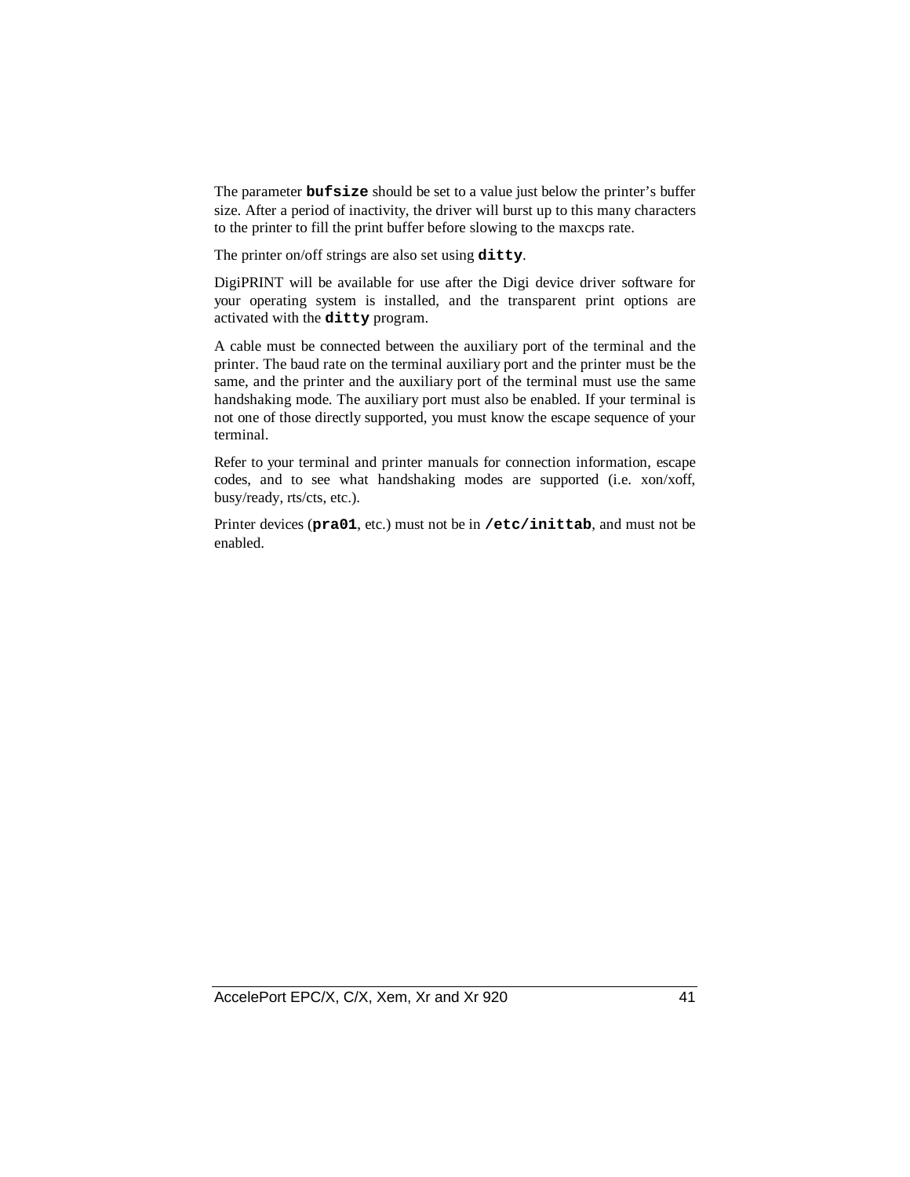The parameter **`bufsize`** should be set to a value just below the printer's buffer size. After a period of inactivity, the driver will burst up to this many characters to the printer to fill the print buffer before slowing to the maxcps rate.

The printer on/off strings are also set using **`ditty`**.

DigiPRINT will be available for use after the Digi device driver software for your operating system is installed, and the transparent print options are activated with the **`ditty`** program.

A cable must be connected between the auxiliary port of the terminal and the printer. The baud rate on the terminal auxiliary port and the printer must be the same, and the printer and the auxiliary port of the terminal must use the same handshaking mode. The auxiliary port must also be enabled. If your terminal is not one of those directly supported, you must know the escape sequence of your terminal.

Refer to your terminal and printer manuals for connection information, escape codes, and to see what handshaking modes are supported (i.e. xon/xoff, busy/ready, rts/cts, etc.).

Printer devices (**`pra01`**, etc.) must not be in **`/etc/inittab`**, and must not be enabled.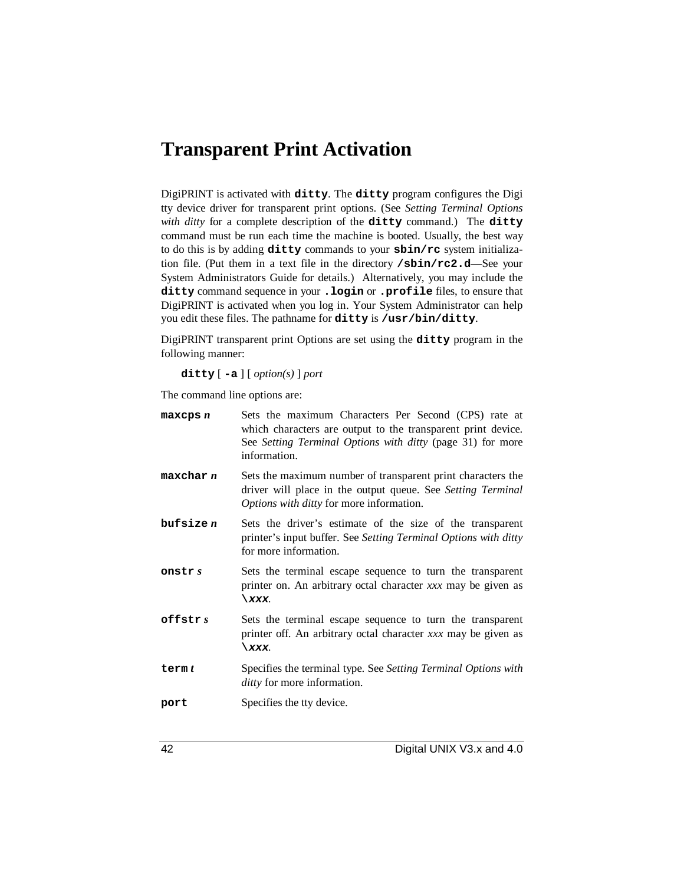# Transparent Print Activation

DigiPRINT is activated with **`ditty`**. The **`ditty`** program configures the Digi tty device driver for transparent print options. (See *Setting Terminal Options with ditty* for a complete description of the **`ditty`** command.) The **`ditty`** command must be run each time the machine is booted. Usually, the best way to do this is by adding **`ditty`** commands to your **`sbin/rc`** system initialization file. (Put them in a text file in the directory **`/sbin/rc2.d`**—See your System Administrators Guide for details.) Alternatively, you may include the **`ditty`** command sequence in your **`.login`** or **`.profile`** files, to ensure that DigiPRINT is activated when you log in. Your System Administrator can help you edit these files. The pathname for **`ditty`** is **`/usr/bin/ditty`**.

DigiPRINT transparent print Options are set using the **`ditty`** program in the following manner:

**`ditty`** [ **`-a`** ] [ *option(s)* ] *port*

The command line options are:

| | |
|---|---|
| **`maxcps`** ***n*** | Sets the maximum Characters Per Second (CPS) rate at which characters are output to the transparent print device. See *Setting Terminal Options with ditty* (page 31) for more information. |
| **`maxchar`** ***n*** | Sets the maximum number of transparent print characters the driver will place in the output queue. See *Setting Terminal Options with ditty* for more information. |
| **`bufsize`** ***n*** | Sets the driver's estimate of the size of the transparent printer's input buffer. See *Setting Terminal Options with ditty* for more information. |
| **`onstr`** ***s*** | Sets the terminal escape sequence to turn the transparent printer on. An arbitrary octal character *xxx* may be given as **`\xxx`**. |
| **`offstr`** ***s*** | Sets the terminal escape sequence to turn the transparent printer off. An arbitrary octal character *xxx* may be given as **`\xxx`**. |
| **`term`** ***t*** | Specifies the terminal type. See *Setting Terminal Options with ditty* for more information. |
| **`port`** | Specifies the tty device. |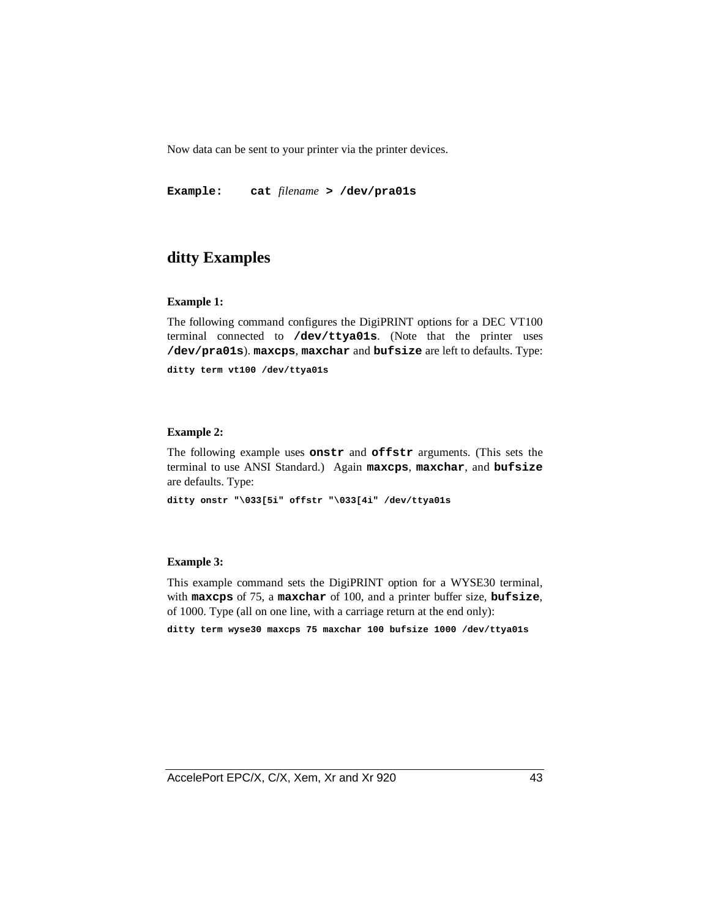Now data can be sent to your printer via the printer devices.

**Example:** **cat** *filename* **> /dev/pra01s**

## ditty Examples

**Example 1:**

The following command configures the DigiPRINT options for a DEC VT100 terminal connected to **/dev/ttya01s**. (Note that the printer uses **/dev/pra01s**). **maxcps**, **maxchar** and **bufsize** are left to defaults. Type:

```
ditty term vt100 /dev/ttya01s
```

**Example 2:**

The following example uses **onstr** and **offstr** arguments. (This sets the terminal to use ANSI Standard.) Again **maxcps**, **maxchar**, and **bufsize** are defaults. Type:

```
ditty onstr "\033[5i" offstr "\033[4i" /dev/ttya01s
```

**Example 3:**

This example command sets the DigiPRINT option for a WYSE30 terminal, with **maxcps** of 75, a **maxchar** of 100, and a printer buffer size, **bufsize**, of 1000. Type (all on one line, with a carriage return at the end only):

```
ditty term wyse30 maxcps 75 maxchar 100 bufsize 1000 /dev/ttya01s
```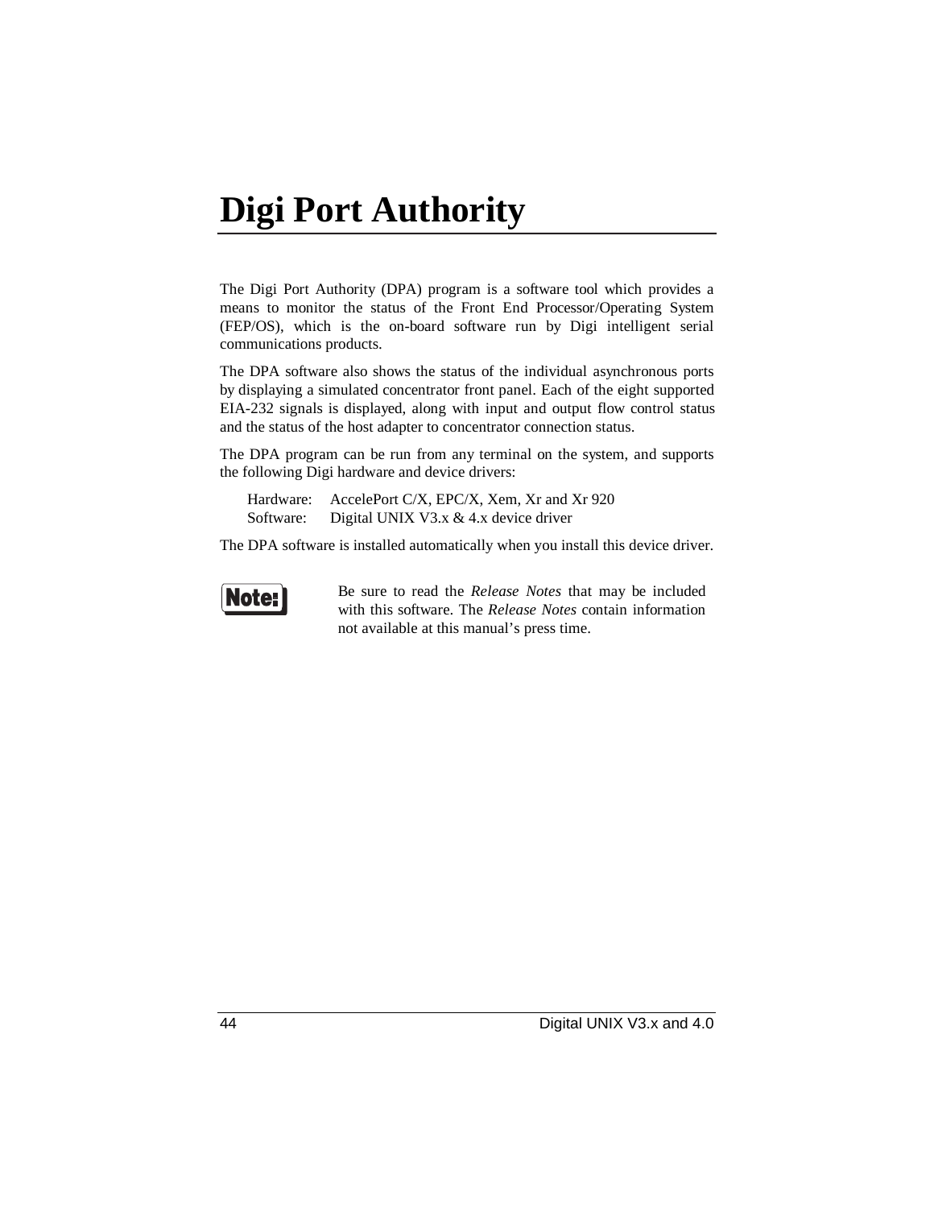# Digi Port Authority

The Digi Port Authority (DPA) program is a software tool which provides a means to monitor the status of the Front End Processor/Operating System (FEP/OS), which is the on-board software run by Digi intelligent serial communications products.

The DPA software also shows the status of the individual asynchronous ports by displaying a simulated concentrator front panel. Each of the eight supported EIA-232 signals is displayed, along with input and output flow control status and the status of the host adapter to concentrator connection status.

The DPA program can be run from any terminal on the system, and supports the following Digi hardware and device drivers:

Hardware: AccelePort C/X, EPC/X, Xem, Xr and Xr 920
Software: Digital UNIX V3.x & 4.x device driver

The DPA software is installed automatically when you install this device driver.

**Note:** Be sure to read the *Release Notes* that may be included with this software. The *Release Notes* contain information not available at this manual's press time.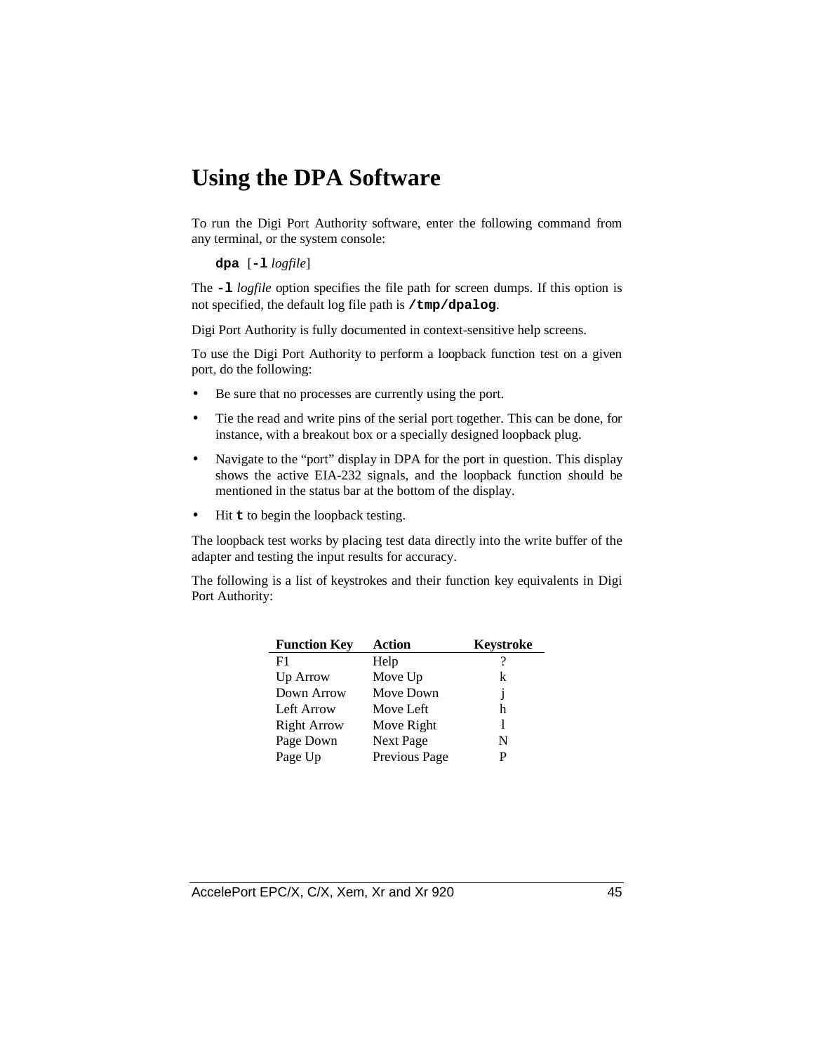# Using the DPA Software

To run the Digi Port Authority software, enter the following command from any terminal, or the system console:

**`dpa`** [**`-l`** *logfile*]

The **`-l`** *logfile* option specifies the file path for screen dumps. If this option is not specified, the default log file path is **`/tmp/dpalog`**.

Digi Port Authority is fully documented in context-sensitive help screens.

To use the Digi Port Authority to perform a loopback function test on a given port, do the following:

- Be sure that no processes are currently using the port.
- Tie the read and write pins of the serial port together. This can be done, for instance, with a breakout box or a specially designed loopback plug.
- Navigate to the "port" display in DPA for the port in question. This display shows the active EIA-232 signals, and the loopback function should be mentioned in the status bar at the bottom of the display.
- Hit **`t`** to begin the loopback testing.

The loopback test works by placing test data directly into the write buffer of the adapter and testing the input results for accuracy.

The following is a list of keystrokes and their function key equivalents in Digi Port Authority:

| Function Key | Action | Keystroke |
|---|---|---|
| F1 | Help | ? |
| Up Arrow | Move Up | k |
| Down Arrow | Move Down | j |
| Left Arrow | Move Left | h |
| Right Arrow | Move Right | l |
| Page Down | Next Page | N |
| Page Up | Previous Page | P |